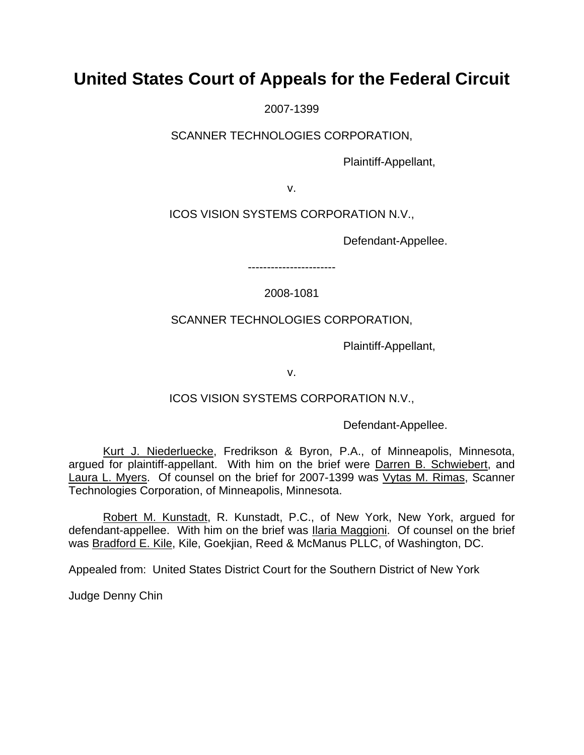# United States Court of Appeals for the Federal Circuit

2007-1399

SCANNER TECHNOLOGIES CORPORATION,

Plaintiff-Appellant,

v.

ICOS VISION SYSTEMS CORPORATION N.V.,

Defendant-Appellee.

-----------------------

2008-1081

SCANNER TECHNOLOGIES CORPORATION,

Plaintiff-Appellant,

v.

ICOS VISION SYSTEMS CORPORATION N.V.,

Defendant-Appellee.

Kurt J. Niederluecke, Fredrikson & Byron, P.A., of Minneapolis, Minnesota, argued for plaintiff-appellant. With him on the brief were Darren B. Schwiebert, and Laura L. Myers. Of counsel on the brief for 2007-1399 was Vytas M. Rimas, Scanner Technologies Corporation, of Minneapolis, Minnesota.

Robert M. Kunstadt, R. Kunstadt, P.C., of New York, New York, argued for defendant-appellee. With him on the brief was Ilaria Maggioni. Of counsel on the brief was Bradford E. Kile, Kile, Goekjian, Reed & McManus PLLC, of Washington, DC.

Appealed from: United States District Court for the Southern District of New York

Judge Denny Chin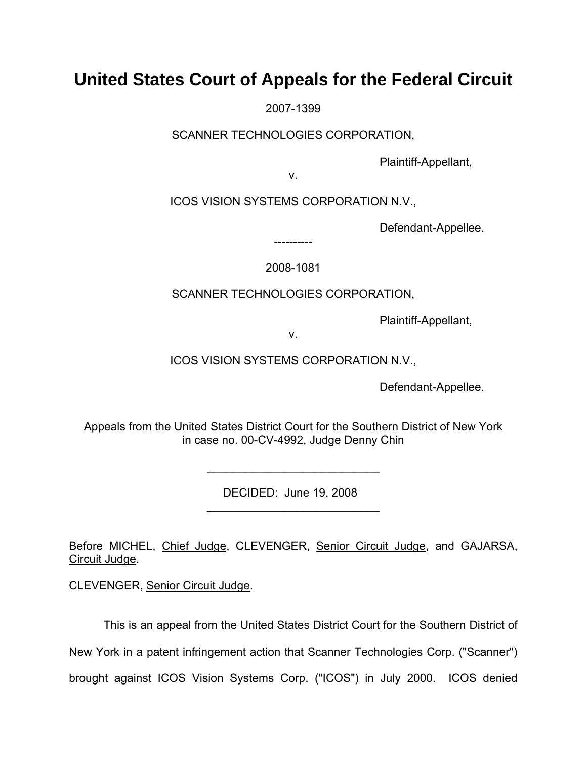# United States Court of Appeals for the Federal Circuit

2007-1399

SCANNER TECHNOLOGIES CORPORATION,

Plaintiff-Appellant,

v.

ICOS VISION SYSTEMS CORPORATION N.V.,

Defendant-Appellee.

----------

2008-1081

SCANNER TECHNOLOGIES CORPORATION,

Plaintiff-Appellant,

v.

ICOS VISION SYSTEMS CORPORATION N.V.,

Defendant-Appellee.

Appeals from the United States District Court for the Southern District of New York in case no. 00-CV-4992, Judge Denny Chin

---

DECIDED: June 19, 2008

---

Before MICHEL, Chief Judge, CLEVENGER, Senior Circuit Judge, and GAJARSA, Circuit Judge.

CLEVENGER, Senior Circuit Judge.

This is an appeal from the United States District Court for the Southern District of New York in a patent infringement action that Scanner Technologies Corp. ("Scanner") brought against ICOS Vision Systems Corp. ("ICOS") in July 2000. ICOS denied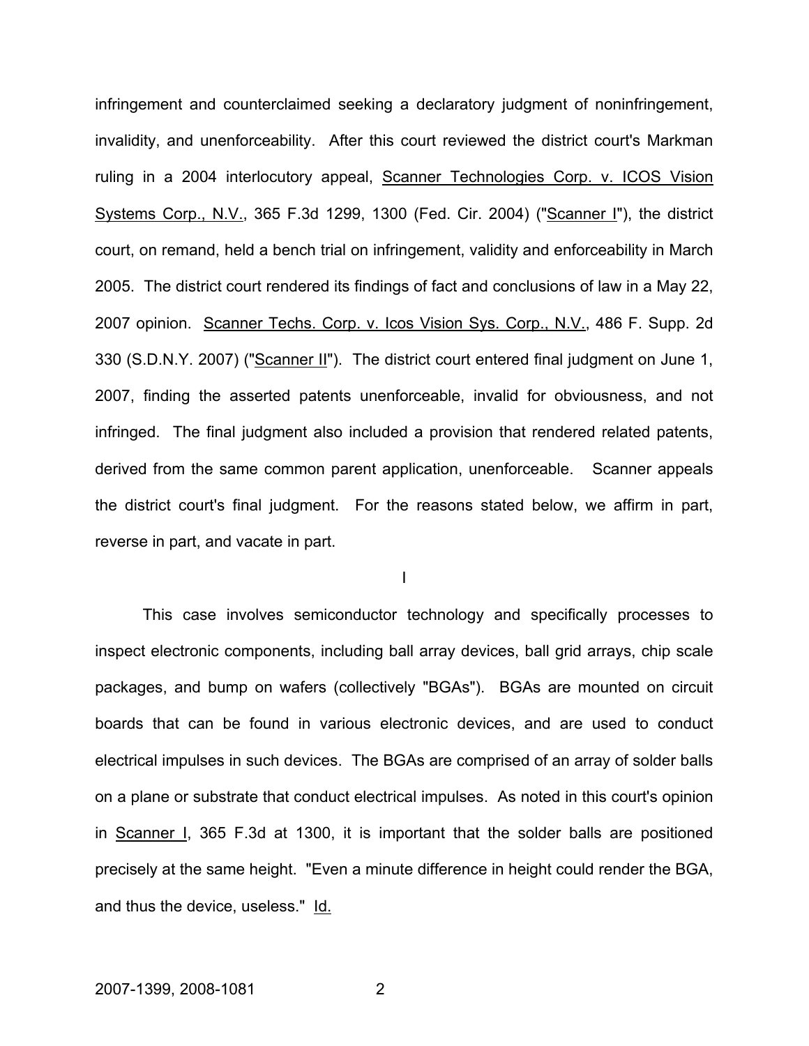infringement and counterclaimed seeking a declaratory judgment of noninfringement, invalidity, and unenforceability. After this court reviewed the district court's Markman ruling in a 2004 interlocutory appeal, Scanner Technologies Corp. v. ICOS Vision Systems Corp., N.V., 365 F.3d 1299, 1300 (Fed. Cir. 2004) ("Scanner I"), the district court, on remand, held a bench trial on infringement, validity and enforceability in March 2005. The district court rendered its findings of fact and conclusions of law in a May 22, 2007 opinion. Scanner Techs. Corp. v. Icos Vision Sys. Corp., N.V., 486 F. Supp. 2d 330 (S.D.N.Y. 2007) ("Scanner II"). The district court entered final judgment on June 1, 2007, finding the asserted patents unenforceable, invalid for obviousness, and not infringed. The final judgment also included a provision that rendered related patents, derived from the same common parent application, unenforceable. Scanner appeals the district court's final judgment. For the reasons stated below, we affirm in part, reverse in part, and vacate in part.

## I

This case involves semiconductor technology and specifically processes to inspect electronic components, including ball array devices, ball grid arrays, chip scale packages, and bump on wafers (collectively "BGAs"). BGAs are mounted on circuit boards that can be found in various electronic devices, and are used to conduct electrical impulses in such devices. The BGAs are comprised of an array of solder balls on a plane or substrate that conduct electrical impulses. As noted in this court's opinion in Scanner I, 365 F.3d at 1300, it is important that the solder balls are positioned precisely at the same height. "Even a minute difference in height could render the BGA, and thus the device, useless." Id.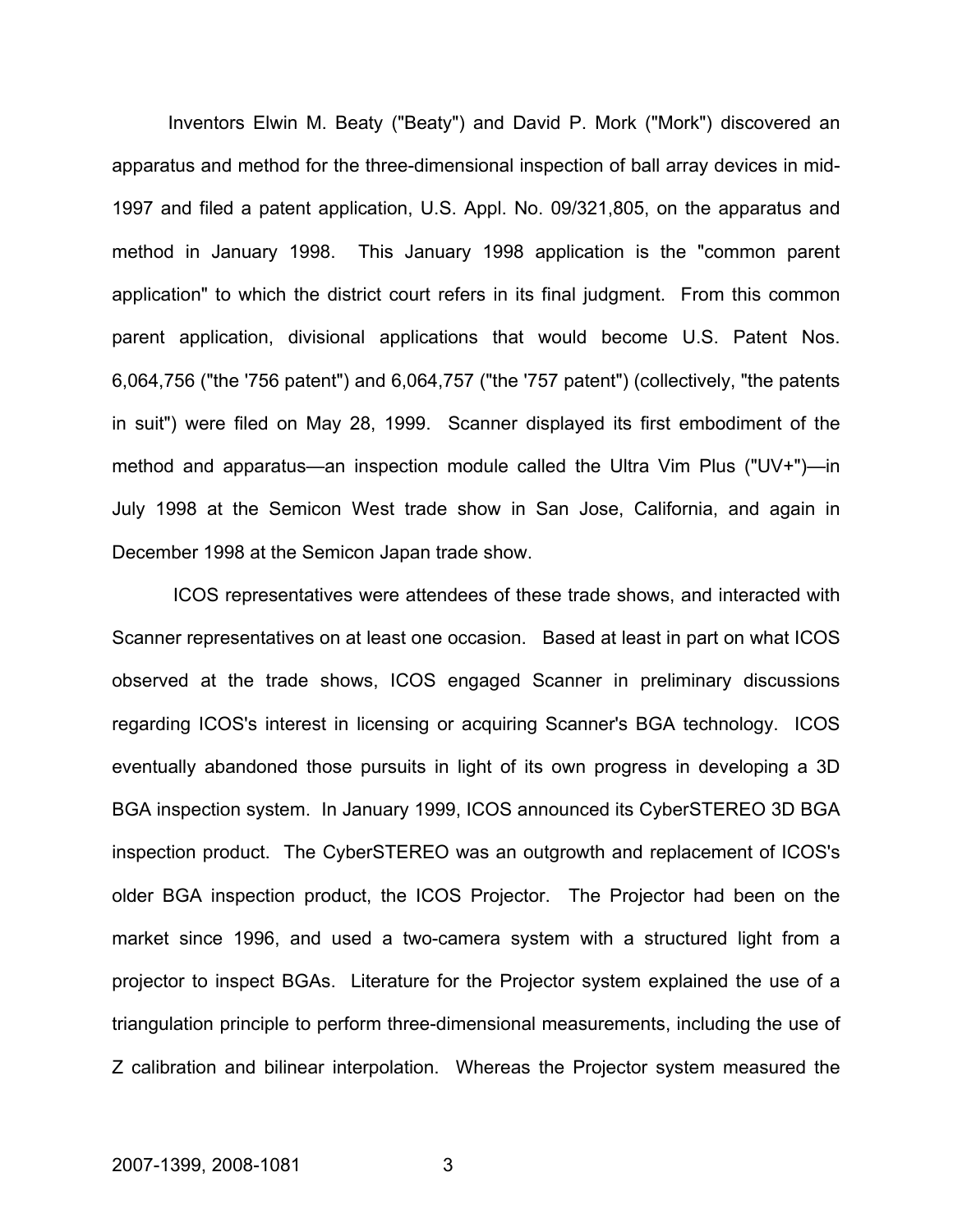Inventors Elwin M. Beaty ("Beaty") and David P. Mork ("Mork") discovered an apparatus and method for the three-dimensional inspection of ball array devices in mid-1997 and filed a patent application, U.S. Appl. No. 09/321,805, on the apparatus and method in January 1998. This January 1998 application is the "common parent application" to which the district court refers in its final judgment. From this common parent application, divisional applications that would become U.S. Patent Nos. 6,064,756 ("the '756 patent") and 6,064,757 ("the '757 patent") (collectively, "the patents in suit") were filed on May 28, 1999. Scanner displayed its first embodiment of the method and apparatus—an inspection module called the Ultra Vim Plus ("UV+")—in July 1998 at the Semicon West trade show in San Jose, California, and again in December 1998 at the Semicon Japan trade show.

ICOS representatives were attendees of these trade shows, and interacted with Scanner representatives on at least one occasion. Based at least in part on what ICOS observed at the trade shows, ICOS engaged Scanner in preliminary discussions regarding ICOS's interest in licensing or acquiring Scanner's BGA technology. ICOS eventually abandoned those pursuits in light of its own progress in developing a 3D BGA inspection system. In January 1999, ICOS announced its CyberSTEREO 3D BGA inspection product. The CyberSTEREO was an outgrowth and replacement of ICOS's older BGA inspection product, the ICOS Projector. The Projector had been on the market since 1996, and used a two-camera system with a structured light from a projector to inspect BGAs. Literature for the Projector system explained the use of a triangulation principle to perform three-dimensional measurements, including the use of Z calibration and bilinear interpolation. Whereas the Projector system measured the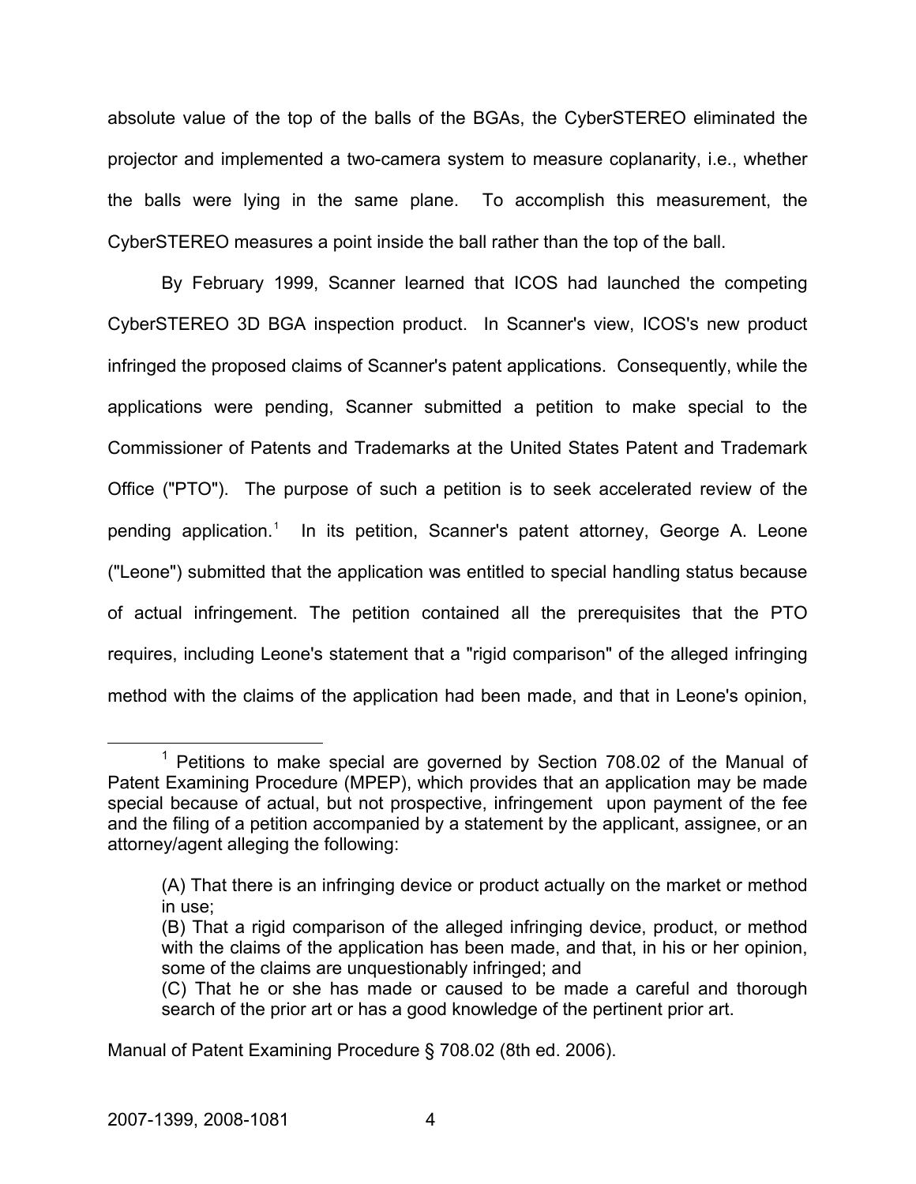absolute value of the top of the balls of the BGAs, the CyberSTEREO eliminated the projector and implemented a two-camera system to measure coplanarity, i.e., whether the balls were lying in the same plane. To accomplish this measurement, the CyberSTEREO measures a point inside the ball rather than the top of the ball.

By February 1999, Scanner learned that ICOS had launched the competing CyberSTEREO 3D BGA inspection product. In Scanner's view, ICOS's new product infringed the proposed claims of Scanner's patent applications. Consequently, while the applications were pending, Scanner submitted a petition to make special to the Commissioner of Patents and Trademarks at the United States Patent and Trademark Office ("PTO"). The purpose of such a petition is to seek accelerated review of the pending application.[1] In its petition, Scanner's patent attorney, George A. Leone ("Leone") submitted that the application was entitled to special handling status because of actual infringement. The petition contained all the prerequisites that the PTO requires, including Leone's statement that a "rigid comparison" of the alleged infringing method with the claims of the application had been made, and that in Leone's opinion,

---

[1] Petitions to make special are governed by Section 708.02 of the Manual of Patent Examining Procedure (MPEP), which provides that an application may be made special because of actual, but not prospective, infringement upon payment of the fee and the filing of a petition accompanied by a statement by the applicant, assignee, or an attorney/agent alleging the following:

> (A) That there is an infringing device or product actually on the market or method in use;
> (B) That a rigid comparison of the alleged infringing device, product, or method with the claims of the application has been made, and that, in his or her opinion, some of the claims are unquestionably infringed; and
> (C) That he or she has made or caused to be made a careful and thorough search of the prior art or has a good knowledge of the pertinent prior art.

Manual of Patent Examining Procedure § 708.02 (8th ed. 2006).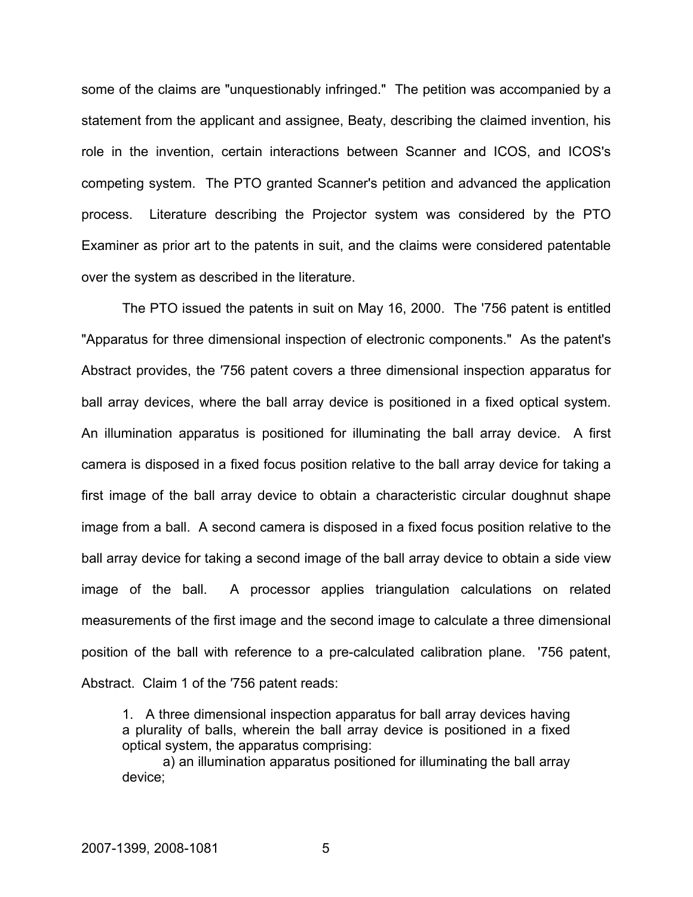some of the claims are "unquestionably infringed." The petition was accompanied by a statement from the applicant and assignee, Beaty, describing the claimed invention, his role in the invention, certain interactions between Scanner and ICOS, and ICOS's competing system. The PTO granted Scanner's petition and advanced the application process. Literature describing the Projector system was considered by the PTO Examiner as prior art to the patents in suit, and the claims were considered patentable over the system as described in the literature.

The PTO issued the patents in suit on May 16, 2000. The '756 patent is entitled "Apparatus for three dimensional inspection of electronic components." As the patent's Abstract provides, the '756 patent covers a three dimensional inspection apparatus for ball array devices, where the ball array device is positioned in a fixed optical system. An illumination apparatus is positioned for illuminating the ball array device. A first camera is disposed in a fixed focus position relative to the ball array device for taking a first image of the ball array device to obtain a characteristic circular doughnut shape image from a ball. A second camera is disposed in a fixed focus position relative to the ball array device for taking a second image of the ball array device to obtain a side view image of the ball. A processor applies triangulation calculations on related measurements of the first image and the second image to calculate a three dimensional position of the ball with reference to a pre-calculated calibration plane. '756 patent, Abstract. Claim 1 of the '756 patent reads:

> 1. A three dimensional inspection apparatus for ball array devices having a plurality of balls, wherein the ball array device is positioned in a fixed optical system, the apparatus comprising:
>
> a) an illumination apparatus positioned for illuminating the ball array device;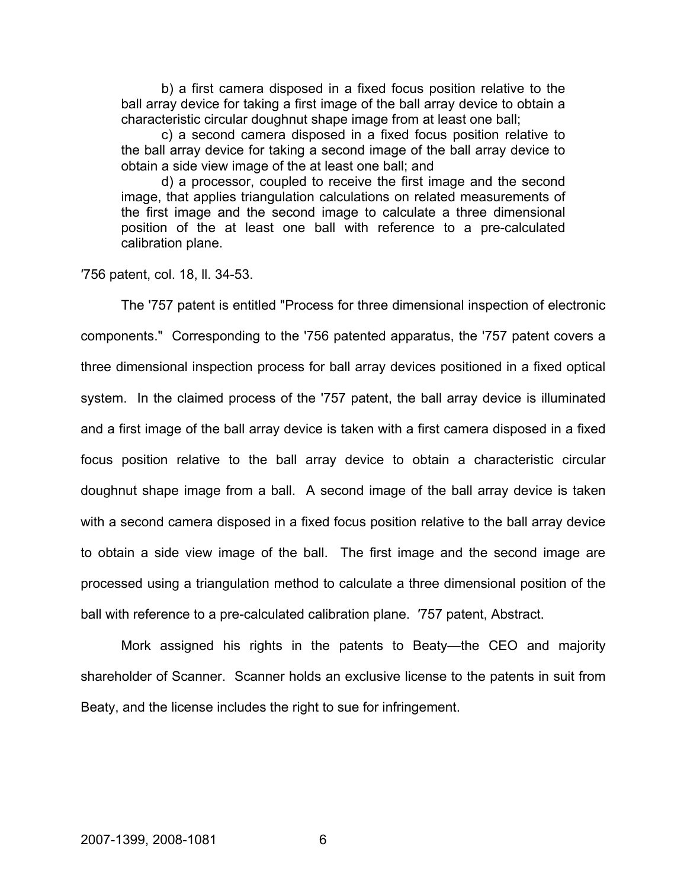> b) a first camera disposed in a fixed focus position relative to the ball array device for taking a first image of the ball array device to obtain a characteristic circular doughnut shape image from at least one ball;
>
> c) a second camera disposed in a fixed focus position relative to the ball array device for taking a second image of the ball array device to obtain a side view image of the at least one ball; and
>
> d) a processor, coupled to receive the first image and the second image, that applies triangulation calculations on related measurements of the first image and the second image to calculate a three dimensional position of the at least one ball with reference to a pre-calculated calibration plane.

'756 patent, col. 18, ll. 34-53.

The '757 patent is entitled "Process for three dimensional inspection of electronic components." Corresponding to the '756 patented apparatus, the '757 patent covers a three dimensional inspection process for ball array devices positioned in a fixed optical system. In the claimed process of the '757 patent, the ball array device is illuminated and a first image of the ball array device is taken with a first camera disposed in a fixed focus position relative to the ball array device to obtain a characteristic circular doughnut shape image from a ball. A second image of the ball array device is taken with a second camera disposed in a fixed focus position relative to the ball array device to obtain a side view image of the ball. The first image and the second image are processed using a triangulation method to calculate a three dimensional position of the ball with reference to a pre-calculated calibration plane. '757 patent, Abstract.

Mork assigned his rights in the patents to Beaty—the CEO and majority shareholder of Scanner. Scanner holds an exclusive license to the patents in suit from Beaty, and the license includes the right to sue for infringement.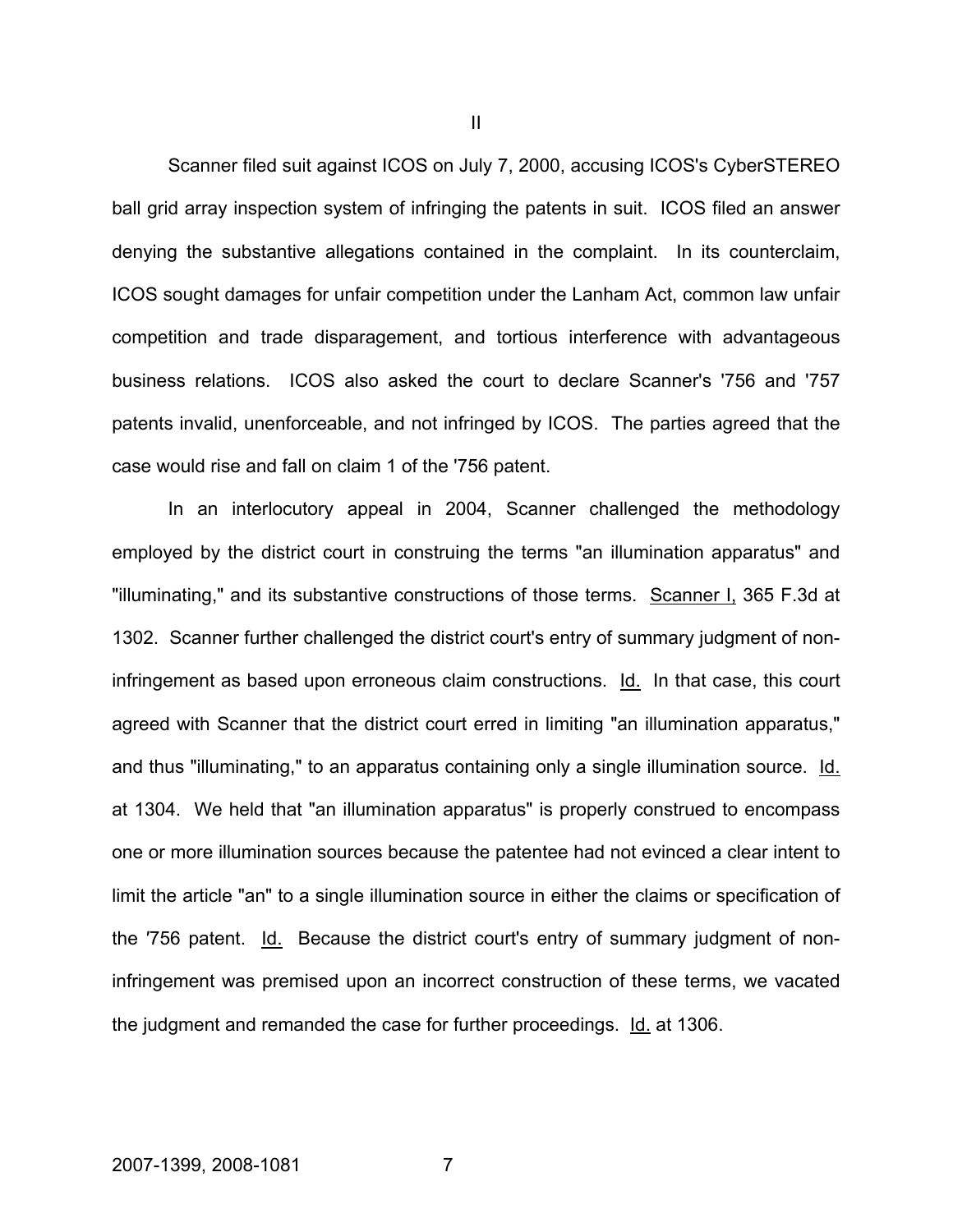II

Scanner filed suit against ICOS on July 7, 2000, accusing ICOS's CyberSTEREO ball grid array inspection system of infringing the patents in suit. ICOS filed an answer denying the substantive allegations contained in the complaint. In its counterclaim, ICOS sought damages for unfair competition under the Lanham Act, common law unfair competition and trade disparagement, and tortious interference with advantageous business relations. ICOS also asked the court to declare Scanner's '756 and '757 patents invalid, unenforceable, and not infringed by ICOS. The parties agreed that the case would rise and fall on claim 1 of the '756 patent.

In an interlocutory appeal in 2004, Scanner challenged the methodology employed by the district court in construing the terms "an illumination apparatus" and "illuminating," and its substantive constructions of those terms. Scanner I, 365 F.3d at 1302. Scanner further challenged the district court's entry of summary judgment of non-infringement as based upon erroneous claim constructions. Id. In that case, this court agreed with Scanner that the district court erred in limiting "an illumination apparatus," and thus "illuminating," to an apparatus containing only a single illumination source. Id. at 1304. We held that "an illumination apparatus" is properly construed to encompass one or more illumination sources because the patentee had not evinced a clear intent to limit the article "an" to a single illumination source in either the claims or specification of the '756 patent. Id. Because the district court's entry of summary judgment of non-infringement was premised upon an incorrect construction of these terms, we vacated the judgment and remanded the case for further proceedings. Id. at 1306.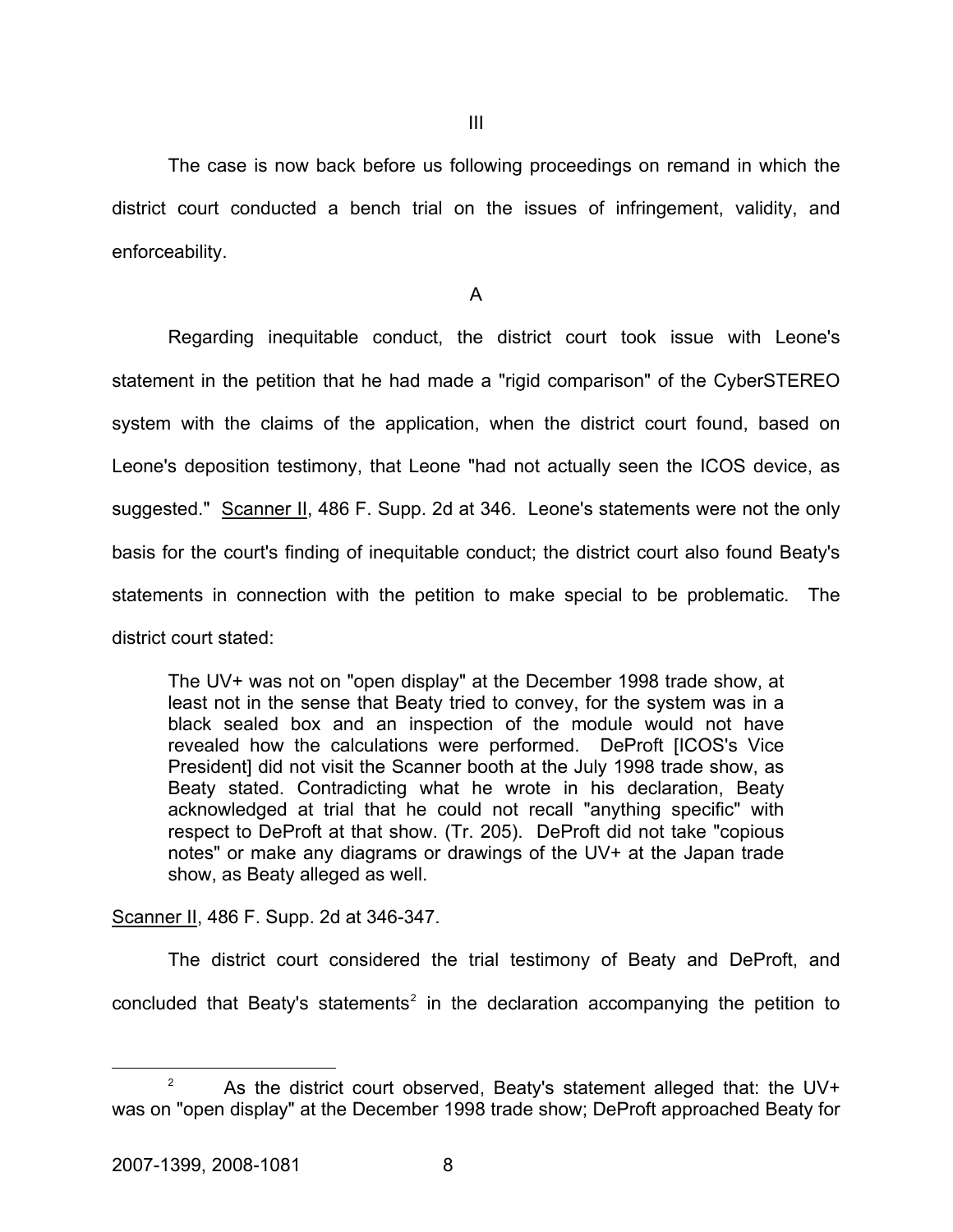III

The case is now back before us following proceedings on remand in which the district court conducted a bench trial on the issues of infringement, validity, and enforceability.

A

Regarding inequitable conduct, the district court took issue with Leone's statement in the petition that he had made a "rigid comparison" of the CyberSTEREO system with the claims of the application, when the district court found, based on Leone's deposition testimony, that Leone "had not actually seen the ICOS device, as suggested." Scanner II, 486 F. Supp. 2d at 346. Leone's statements were not the only basis for the court's finding of inequitable conduct; the district court also found Beaty's statements in connection with the petition to make special to be problematic. The district court stated:

> The UV+ was not on "open display" at the December 1998 trade show, at least not in the sense that Beaty tried to convey, for the system was in a black sealed box and an inspection of the module would not have revealed how the calculations were performed. DeProft [ICOS's Vice President] did not visit the Scanner booth at the July 1998 trade show, as Beaty stated. Contradicting what he wrote in his declaration, Beaty acknowledged at trial that he could not recall "anything specific" with respect to DeProft at that show. (Tr. 205). DeProft did not take "copious notes" or make any diagrams or drawings of the UV+ at the Japan trade show, as Beaty alleged as well.

Scanner II, 486 F. Supp. 2d at 346-347.

The district court considered the trial testimony of Beaty and DeProft, and concluded that Beaty's statements[2] in the declaration accompanying the petition to

[2] As the district court observed, Beaty's statement alleged that: the UV+ was on "open display" at the December 1998 trade show; DeProft approached Beaty for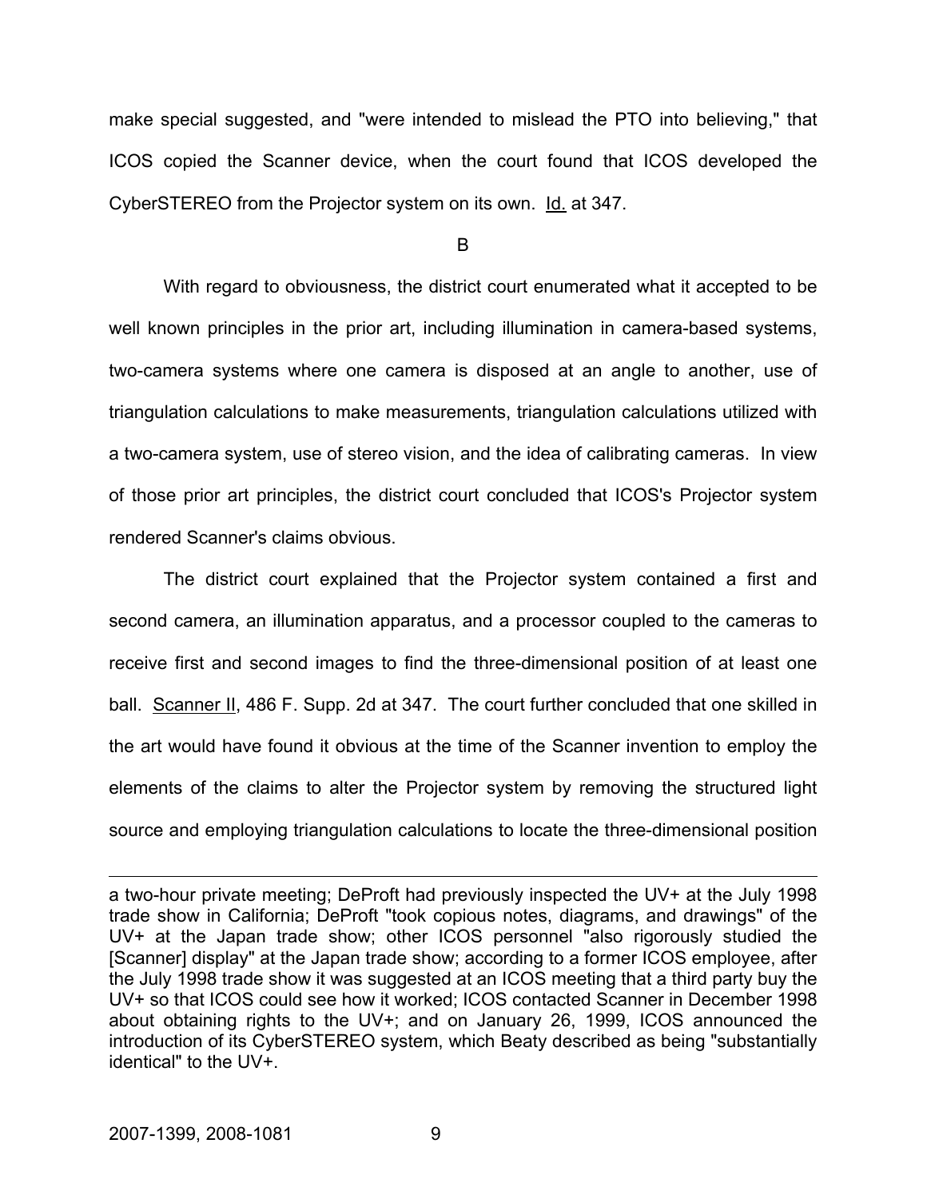make special suggested, and "were intended to mislead the PTO into believing," that ICOS copied the Scanner device, when the court found that ICOS developed the CyberSTEREO from the Projector system on its own. Id. at 347.

B

With regard to obviousness, the district court enumerated what it accepted to be well known principles in the prior art, including illumination in camera-based systems, two-camera systems where one camera is disposed at an angle to another, use of triangulation calculations to make measurements, triangulation calculations utilized with a two-camera system, use of stereo vision, and the idea of calibrating cameras. In view of those prior art principles, the district court concluded that ICOS's Projector system rendered Scanner's claims obvious.

The district court explained that the Projector system contained a first and second camera, an illumination apparatus, and a processor coupled to the cameras to receive first and second images to find the three-dimensional position of at least one ball. Scanner II, 486 F. Supp. 2d at 347. The court further concluded that one skilled in the art would have found it obvious at the time of the Scanner invention to employ the elements of the claims to alter the Projector system by removing the structured light source and employing triangulation calculations to locate the three-dimensional position

---

a two-hour private meeting; DeProft had previously inspected the UV+ at the July 1998 trade show in California; DeProft "took copious notes, diagrams, and drawings" of the UV+ at the Japan trade show; other ICOS personnel "also rigorously studied the [Scanner] display" at the Japan trade show; according to a former ICOS employee, after the July 1998 trade show it was suggested at an ICOS meeting that a third party buy the UV+ so that ICOS could see how it worked; ICOS contacted Scanner in December 1998 about obtaining rights to the UV+; and on January 26, 1999, ICOS announced the introduction of its CyberSTEREO system, which Beaty described as being "substantially identical" to the UV+.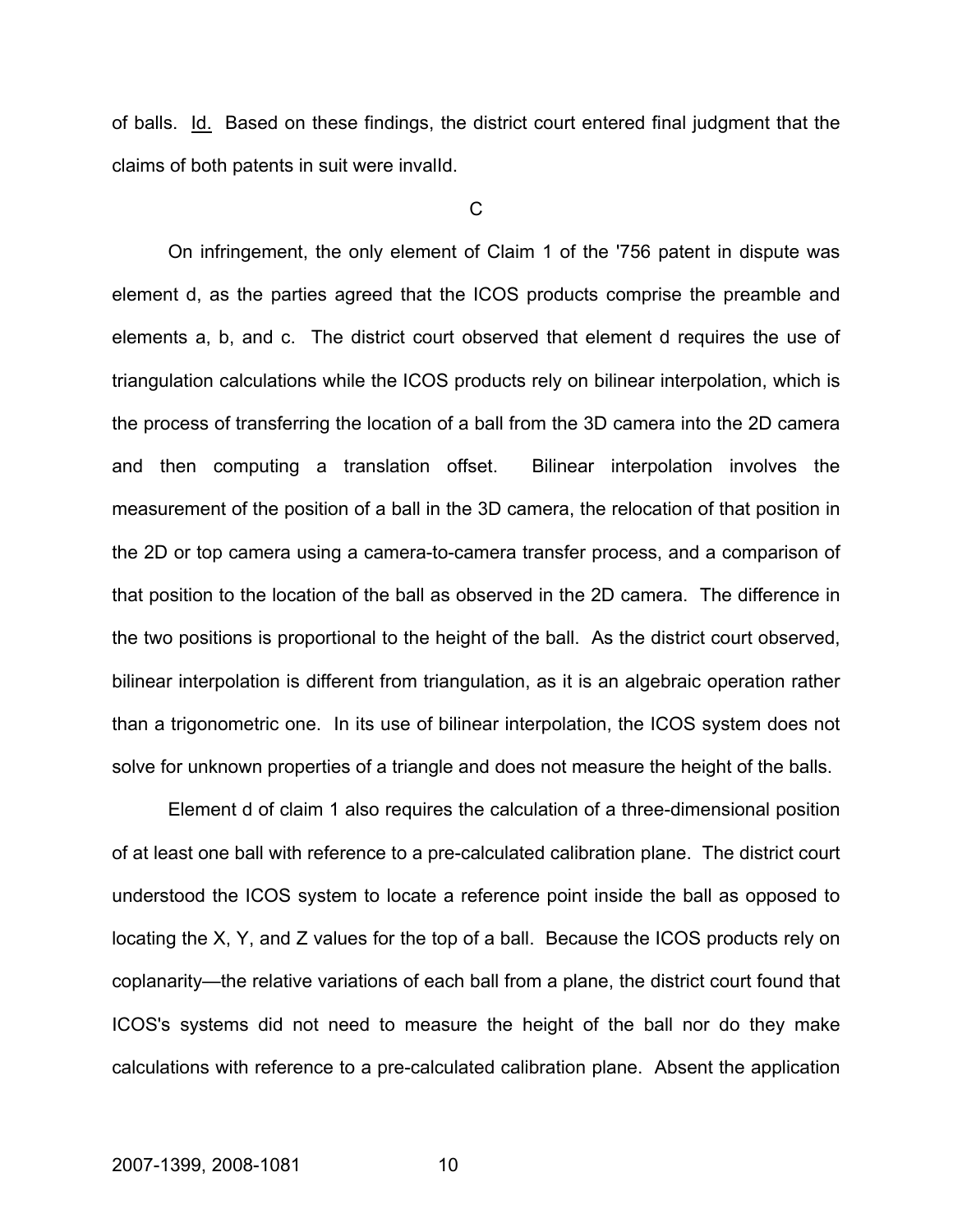of balls. Id. Based on these findings, the district court entered final judgment that the claims of both patents in suit were invalId.

C

On infringement, the only element of Claim 1 of the '756 patent in dispute was element d, as the parties agreed that the ICOS products comprise the preamble and elements a, b, and c. The district court observed that element d requires the use of triangulation calculations while the ICOS products rely on bilinear interpolation, which is the process of transferring the location of a ball from the 3D camera into the 2D camera and then computing a translation offset. Bilinear interpolation involves the measurement of the position of a ball in the 3D camera, the relocation of that position in the 2D or top camera using a camera-to-camera transfer process, and a comparison of that position to the location of the ball as observed in the 2D camera. The difference in the two positions is proportional to the height of the ball. As the district court observed, bilinear interpolation is different from triangulation, as it is an algebraic operation rather than a trigonometric one. In its use of bilinear interpolation, the ICOS system does not solve for unknown properties of a triangle and does not measure the height of the balls.

Element d of claim 1 also requires the calculation of a three-dimensional position of at least one ball with reference to a pre-calculated calibration plane. The district court understood the ICOS system to locate a reference point inside the ball as opposed to locating the X, Y, and Z values for the top of a ball. Because the ICOS products rely on coplanarity—the relative variations of each ball from a plane, the district court found that ICOS's systems did not need to measure the height of the ball nor do they make calculations with reference to a pre-calculated calibration plane. Absent the application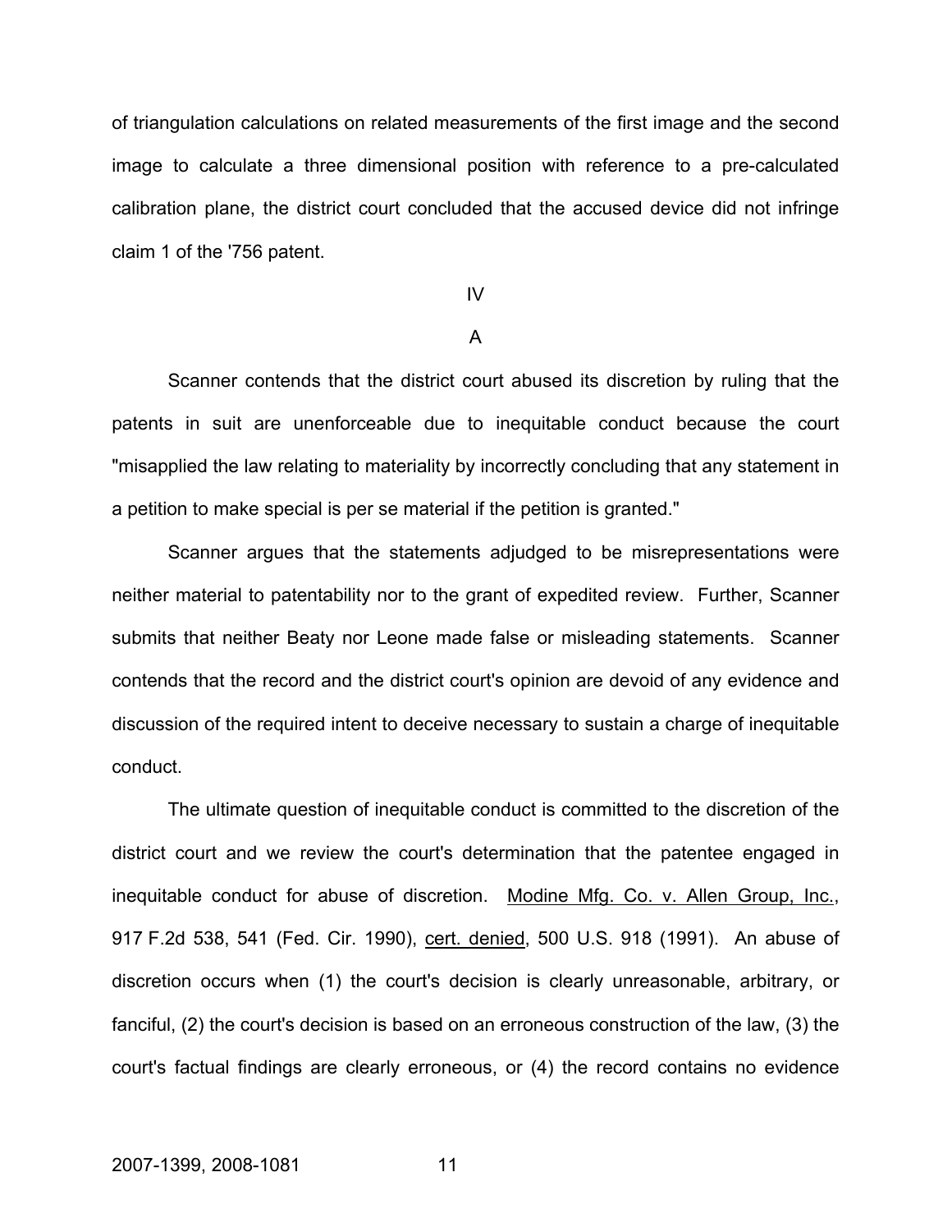of triangulation calculations on related measurements of the first image and the second image to calculate a three dimensional position with reference to a pre-calculated calibration plane, the district court concluded that the accused device did not infringe claim 1 of the '756 patent.

IV

A

Scanner contends that the district court abused its discretion by ruling that the patents in suit are unenforceable due to inequitable conduct because the court "misapplied the law relating to materiality by incorrectly concluding that any statement in a petition to make special is per se material if the petition is granted."

Scanner argues that the statements adjudged to be misrepresentations were neither material to patentability nor to the grant of expedited review. Further, Scanner submits that neither Beaty nor Leone made false or misleading statements. Scanner contends that the record and the district court's opinion are devoid of any evidence and discussion of the required intent to deceive necessary to sustain a charge of inequitable conduct.

The ultimate question of inequitable conduct is committed to the discretion of the district court and we review the court's determination that the patentee engaged in inequitable conduct for abuse of discretion. Modine Mfg. Co. v. Allen Group, Inc., 917 F.2d 538, 541 (Fed. Cir. 1990), cert. denied, 500 U.S. 918 (1991). An abuse of discretion occurs when (1) the court's decision is clearly unreasonable, arbitrary, or fanciful, (2) the court's decision is based on an erroneous construction of the law, (3) the court's factual findings are clearly erroneous, or (4) the record contains no evidence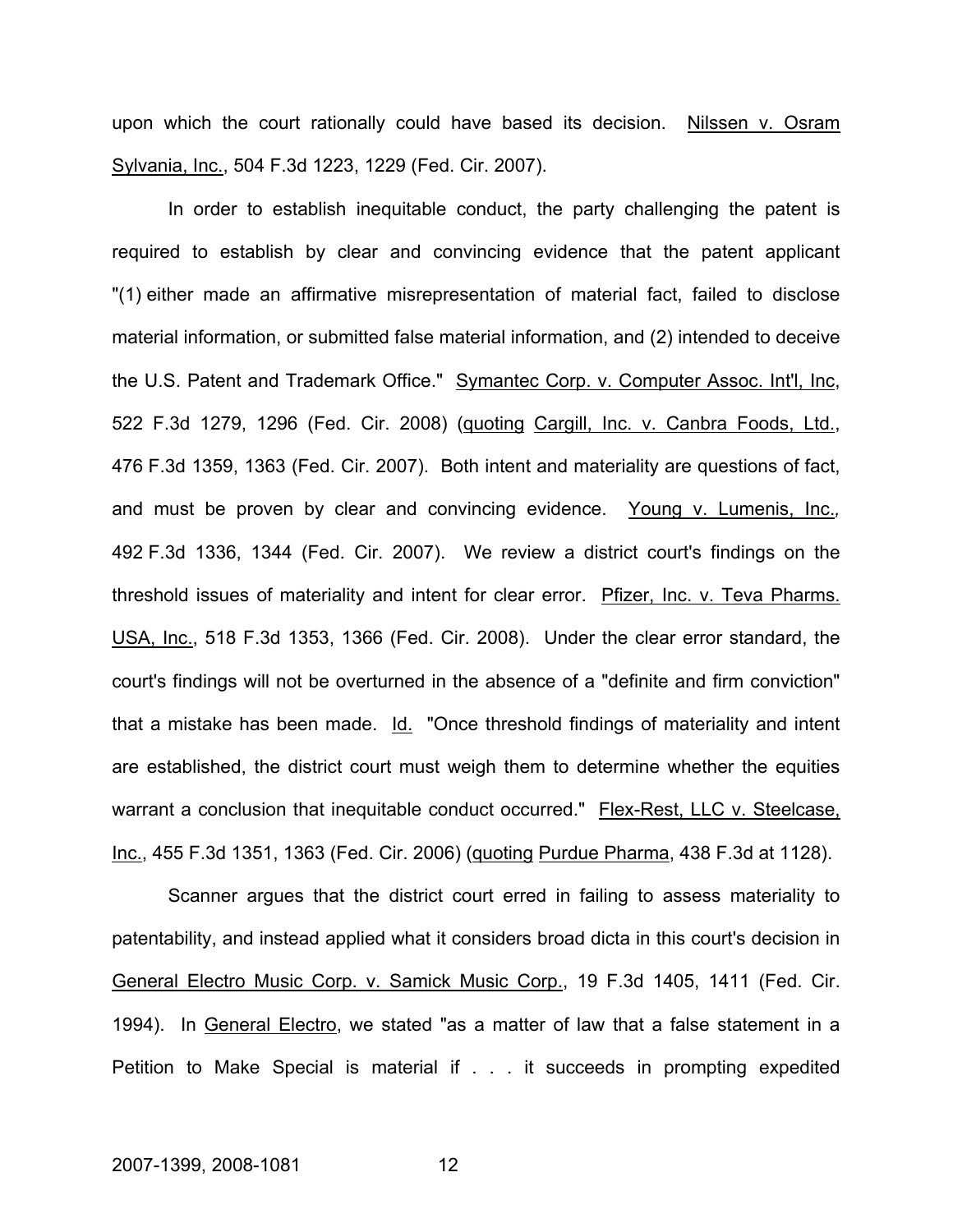upon which the court rationally could have based its decision. Nilssen v. Osram Sylvania, Inc., 504 F.3d 1223, 1229 (Fed. Cir. 2007).

In order to establish inequitable conduct, the party challenging the patent is required to establish by clear and convincing evidence that the patent applicant "(1) either made an affirmative misrepresentation of material fact, failed to disclose material information, or submitted false material information, and (2) intended to deceive the U.S. Patent and Trademark Office." Symantec Corp. v. Computer Assoc. Int'l, Inc, 522 F.3d 1279, 1296 (Fed. Cir. 2008) (quoting Cargill, Inc. v. Canbra Foods, Ltd., 476 F.3d 1359, 1363 (Fed. Cir. 2007). Both intent and materiality are questions of fact, and must be proven by clear and convincing evidence. Young v. Lumenis, Inc., 492 F.3d 1336, 1344 (Fed. Cir. 2007). We review a district court's findings on the threshold issues of materiality and intent for clear error. Pfizer, Inc. v. Teva Pharms. USA, Inc., 518 F.3d 1353, 1366 (Fed. Cir. 2008). Under the clear error standard, the court's findings will not be overturned in the absence of a "definite and firm conviction" that a mistake has been made. Id. "Once threshold findings of materiality and intent are established, the district court must weigh them to determine whether the equities warrant a conclusion that inequitable conduct occurred." Flex-Rest, LLC v. Steelcase, Inc., 455 F.3d 1351, 1363 (Fed. Cir. 2006) (quoting Purdue Pharma, 438 F.3d at 1128).

Scanner argues that the district court erred in failing to assess materiality to patentability, and instead applied what it considers broad dicta in this court's decision in General Electro Music Corp. v. Samick Music Corp., 19 F.3d 1405, 1411 (Fed. Cir. 1994). In General Electro, we stated "as a matter of law that a false statement in a Petition to Make Special is material if . . . it succeeds in prompting expedited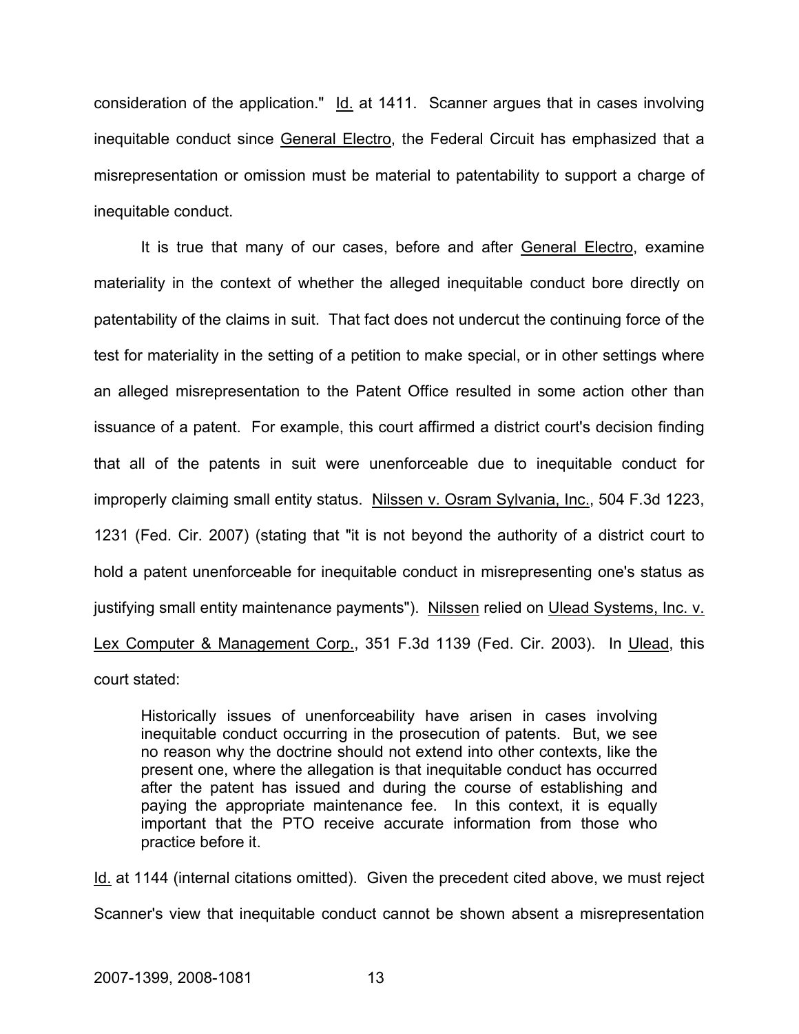consideration of the application." Id. at 1411. Scanner argues that in cases involving inequitable conduct since General Electro, the Federal Circuit has emphasized that a misrepresentation or omission must be material to patentability to support a charge of inequitable conduct.

It is true that many of our cases, before and after General Electro, examine materiality in the context of whether the alleged inequitable conduct bore directly on patentability of the claims in suit. That fact does not undercut the continuing force of the test for materiality in the setting of a petition to make special, or in other settings where an alleged misrepresentation to the Patent Office resulted in some action other than issuance of a patent. For example, this court affirmed a district court's decision finding that all of the patents in suit were unenforceable due to inequitable conduct for improperly claiming small entity status. Nilssen v. Osram Sylvania, Inc., 504 F.3d 1223, 1231 (Fed. Cir. 2007) (stating that "it is not beyond the authority of a district court to hold a patent unenforceable for inequitable conduct in misrepresenting one's status as justifying small entity maintenance payments"). Nilssen relied on Ulead Systems, Inc. v. Lex Computer & Management Corp., 351 F.3d 1139 (Fed. Cir. 2003). In Ulead, this court stated:

> Historically issues of unenforceability have arisen in cases involving inequitable conduct occurring in the prosecution of patents. But, we see no reason why the doctrine should not extend into other contexts, like the present one, where the allegation is that inequitable conduct has occurred after the patent has issued and during the course of establishing and paying the appropriate maintenance fee. In this context, it is equally important that the PTO receive accurate information from those who practice before it.

Id. at 1144 (internal citations omitted). Given the precedent cited above, we must reject Scanner's view that inequitable conduct cannot be shown absent a misrepresentation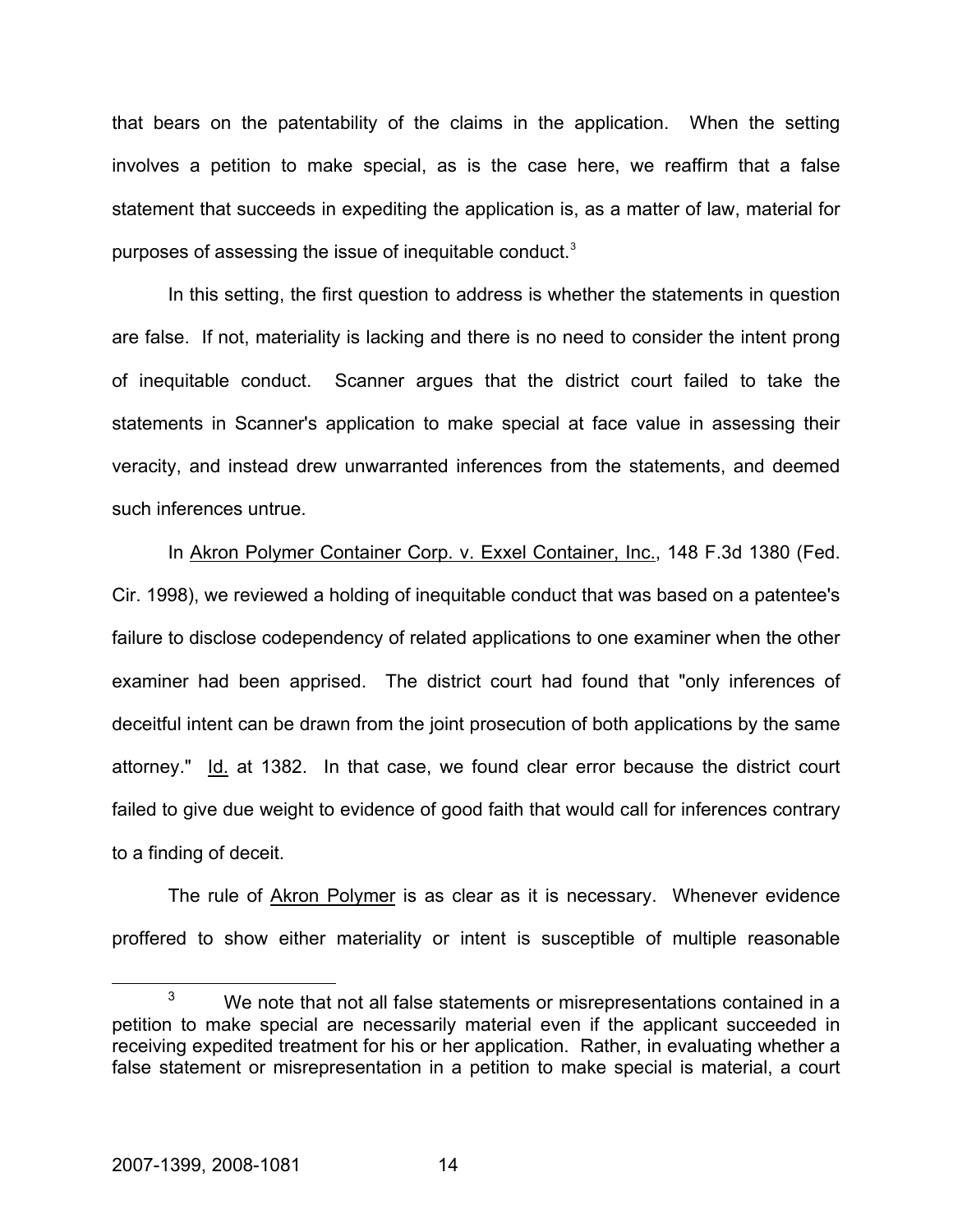that bears on the patentability of the claims in the application. When the setting involves a petition to make special, as is the case here, we reaffirm that a false statement that succeeds in expediting the application is, as a matter of law, material for purposes of assessing the issue of inequitable conduct.[3]

In this setting, the first question to address is whether the statements in question are false. If not, materiality is lacking and there is no need to consider the intent prong of inequitable conduct. Scanner argues that the district court failed to take the statements in Scanner's application to make special at face value in assessing their veracity, and instead drew unwarranted inferences from the statements, and deemed such inferences untrue.

In Akron Polymer Container Corp. v. Exxel Container, Inc., 148 F.3d 1380 (Fed. Cir. 1998), we reviewed a holding of inequitable conduct that was based on a patentee's failure to disclose codependency of related applications to one examiner when the other examiner had been apprised. The district court had found that "only inferences of deceitful intent can be drawn from the joint prosecution of both applications by the same attorney." Id. at 1382. In that case, we found clear error because the district court failed to give due weight to evidence of good faith that would call for inferences contrary to a finding of deceit.

The rule of Akron Polymer is as clear as it is necessary. Whenever evidence proffered to show either materiality or intent is susceptible of multiple reasonable

---

[3] We note that not all false statements or misrepresentations contained in a petition to make special are necessarily material even if the applicant succeeded in receiving expedited treatment for his or her application. Rather, in evaluating whether a false statement or misrepresentation in a petition to make special is material, a court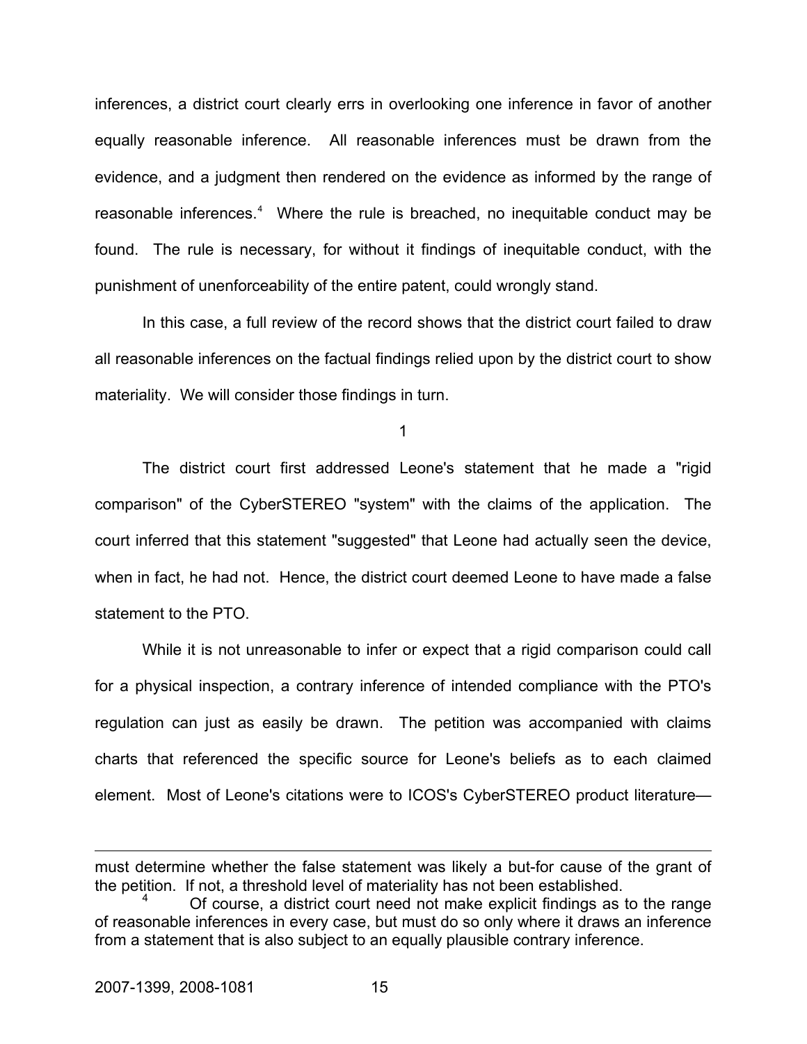inferences, a district court clearly errs in overlooking one inference in favor of another equally reasonable inference. All reasonable inferences must be drawn from the evidence, and a judgment then rendered on the evidence as informed by the range of reasonable inferences.[4] Where the rule is breached, no inequitable conduct may be found. The rule is necessary, for without it findings of inequitable conduct, with the punishment of unenforceability of the entire patent, could wrongly stand.

In this case, a full review of the record shows that the district court failed to draw all reasonable inferences on the factual findings relied upon by the district court to show materiality. We will consider those findings in turn.

1

The district court first addressed Leone's statement that he made a "rigid comparison" of the CyberSTEREO "system" with the claims of the application. The court inferred that this statement "suggested" that Leone had actually seen the device, when in fact, he had not. Hence, the district court deemed Leone to have made a false statement to the PTO.

While it is not unreasonable to infer or expect that a rigid comparison could call for a physical inspection, a contrary inference of intended compliance with the PTO's regulation can just as easily be drawn. The petition was accompanied with claims charts that referenced the specific source for Leone's beliefs as to each claimed element. Most of Leone's citations were to ICOS's CyberSTEREO product literature—

---

must determine whether the false statement was likely a but-for cause of the grant of the petition. If not, a threshold level of materiality has not been established.

[4] Of course, a district court need not make explicit findings as to the range of reasonable inferences in every case, but must do so only where it draws an inference from a statement that is also subject to an equally plausible contrary inference.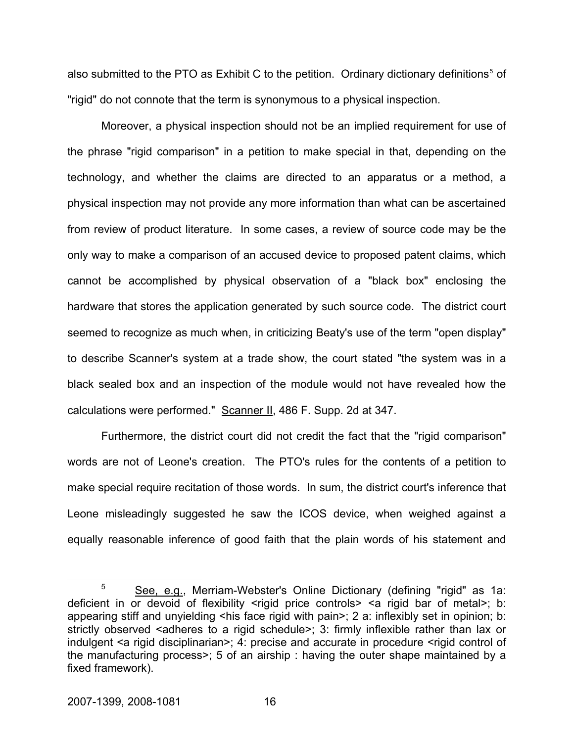also submitted to the PTO as Exhibit C to the petition. Ordinary dictionary definitions[5] of "rigid" do not connote that the term is synonymous to a physical inspection.

Moreover, a physical inspection should not be an implied requirement for use of the phrase "rigid comparison" in a petition to make special in that, depending on the technology, and whether the claims are directed to an apparatus or a method, a physical inspection may not provide any more information than what can be ascertained from review of product literature. In some cases, a review of source code may be the only way to make a comparison of an accused device to proposed patent claims, which cannot be accomplished by physical observation of a "black box" enclosing the hardware that stores the application generated by such source code. The district court seemed to recognize as much when, in criticizing Beaty's use of the term "open display" to describe Scanner's system at a trade show, the court stated "the system was in a black sealed box and an inspection of the module would not have revealed how the calculations were performed." Scanner II, 486 F. Supp. 2d at 347.

Furthermore, the district court did not credit the fact that the "rigid comparison" words are not of Leone's creation. The PTO's rules for the contents of a petition to make special require recitation of those words. In sum, the district court's inference that Leone misleadingly suggested he saw the ICOS device, when weighed against a equally reasonable inference of good faith that the plain words of his statement and

[5] See, e.g., Merriam-Webster's Online Dictionary (defining "rigid" as 1a: deficient in or devoid of flexibility <rigid price controls> <a rigid bar of metal>; b: appearing stiff and unyielding <his face rigid with pain>; 2 a: inflexibly set in opinion; b: strictly observed <adheres to a rigid schedule>; 3: firmly inflexible rather than lax or indulgent <a rigid disciplinarian>; 4: precise and accurate in procedure <rigid control of the manufacturing process>; 5 of an airship : having the outer shape maintained by a fixed framework).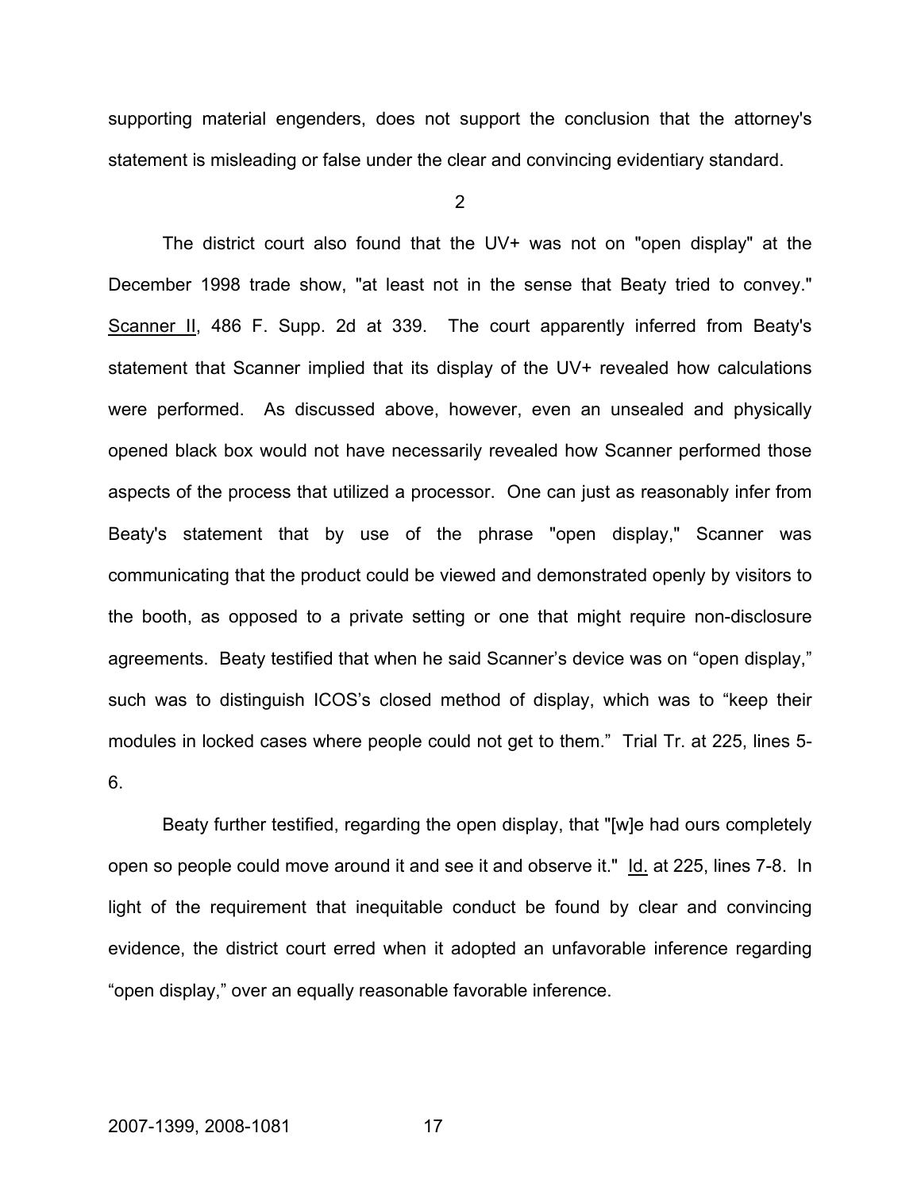supporting material engenders, does not support the conclusion that the attorney's statement is misleading or false under the clear and convincing evidentiary standard.

2

The district court also found that the UV+ was not on "open display" at the December 1998 trade show, "at least not in the sense that Beaty tried to convey." Scanner II, 486 F. Supp. 2d at 339. The court apparently inferred from Beaty's statement that Scanner implied that its display of the UV+ revealed how calculations were performed. As discussed above, however, even an unsealed and physically opened black box would not have necessarily revealed how Scanner performed those aspects of the process that utilized a processor. One can just as reasonably infer from Beaty's statement that by use of the phrase "open display," Scanner was communicating that the product could be viewed and demonstrated openly by visitors to the booth, as opposed to a private setting or one that might require non-disclosure agreements. Beaty testified that when he said Scanner's device was on "open display," such was to distinguish ICOS's closed method of display, which was to "keep their modules in locked cases where people could not get to them." Trial Tr. at 225, lines 5-6.

Beaty further testified, regarding the open display, that "[w]e had ours completely open so people could move around it and see it and observe it." Id. at 225, lines 7-8. In light of the requirement that inequitable conduct be found by clear and convincing evidence, the district court erred when it adopted an unfavorable inference regarding "open display," over an equally reasonable favorable inference.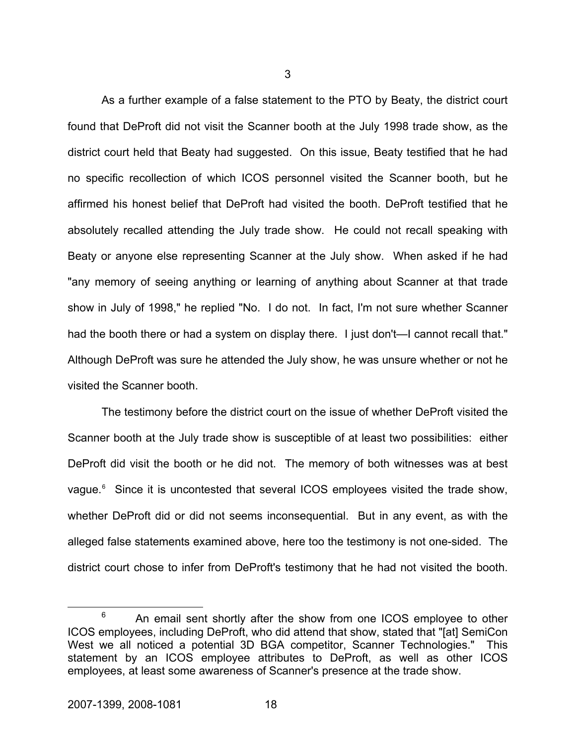3

As a further example of a false statement to the PTO by Beaty, the district court found that DeProft did not visit the Scanner booth at the July 1998 trade show, as the district court held that Beaty had suggested. On this issue, Beaty testified that he had no specific recollection of which ICOS personnel visited the Scanner booth, but he affirmed his honest belief that DeProft had visited the booth. DeProft testified that he absolutely recalled attending the July trade show. He could not recall speaking with Beaty or anyone else representing Scanner at the July show. When asked if he had "any memory of seeing anything or learning of anything about Scanner at that trade show in July of 1998," he replied "No. I do not. In fact, I'm not sure whether Scanner had the booth there or had a system on display there. I just don't—I cannot recall that." Although DeProft was sure he attended the July show, he was unsure whether or not he visited the Scanner booth.

The testimony before the district court on the issue of whether DeProft visited the Scanner booth at the July trade show is susceptible of at least two possibilities: either DeProft did visit the booth or he did not. The memory of both witnesses was at best vague.[6] Since it is uncontested that several ICOS employees visited the trade show, whether DeProft did or did not seems inconsequential. But in any event, as with the alleged false statements examined above, here too the testimony is not one-sided. The district court chose to infer from DeProft's testimony that he had not visited the booth.

[6] An email sent shortly after the show from one ICOS employee to other ICOS employees, including DeProft, who did attend that show, stated that "[at] SemiCon West we all noticed a potential 3D BGA competitor, Scanner Technologies." This statement by an ICOS employee attributes to DeProft, as well as other ICOS employees, at least some awareness of Scanner's presence at the trade show.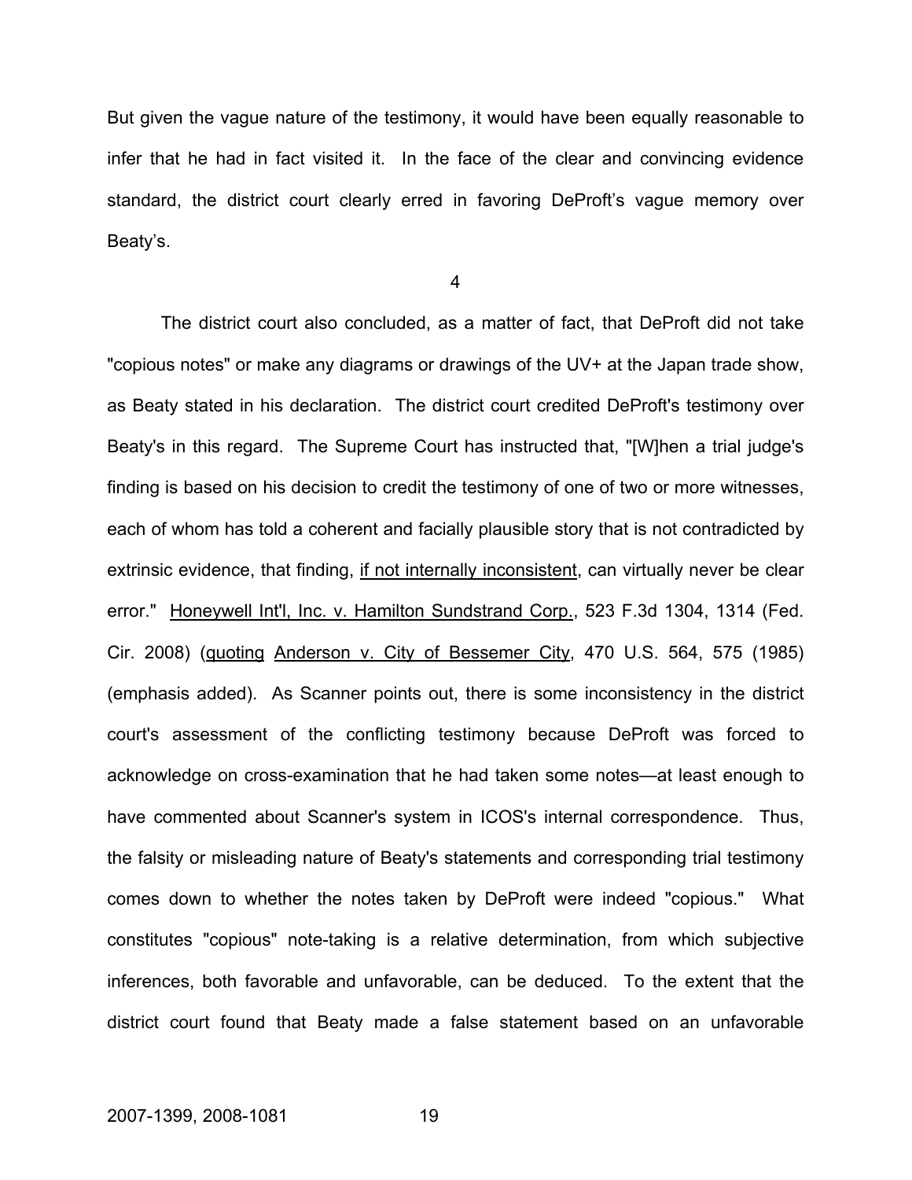But given the vague nature of the testimony, it would have been equally reasonable to infer that he had in fact visited it. In the face of the clear and convincing evidence standard, the district court clearly erred in favoring DeProft's vague memory over Beaty's.

4

The district court also concluded, as a matter of fact, that DeProft did not take "copious notes" or make any diagrams or drawings of the UV+ at the Japan trade show, as Beaty stated in his declaration. The district court credited DeProft's testimony over Beaty's in this regard. The Supreme Court has instructed that, "[W]hen a trial judge's finding is based on his decision to credit the testimony of one of two or more witnesses, each of whom has told a coherent and facially plausible story that is not contradicted by extrinsic evidence, that finding, <u>if not internally inconsistent</u>, can virtually never be clear error." <u>Honeywell Int'l, Inc. v. Hamilton Sundstrand Corp.</u>, 523 F.3d 1304, 1314 (Fed. Cir. 2008) (<u>quoting</u> <u>Anderson v. City of Bessemer City</u>, 470 U.S. 564, 575 (1985) (emphasis added). As Scanner points out, there is some inconsistency in the district court's assessment of the conflicting testimony because DeProft was forced to acknowledge on cross-examination that he had taken some notes—at least enough to have commented about Scanner's system in ICOS's internal correspondence. Thus, the falsity or misleading nature of Beaty's statements and corresponding trial testimony comes down to whether the notes taken by DeProft were indeed "copious." What constitutes "copious" note-taking is a relative determination, from which subjective inferences, both favorable and unfavorable, can be deduced. To the extent that the district court found that Beaty made a false statement based on an unfavorable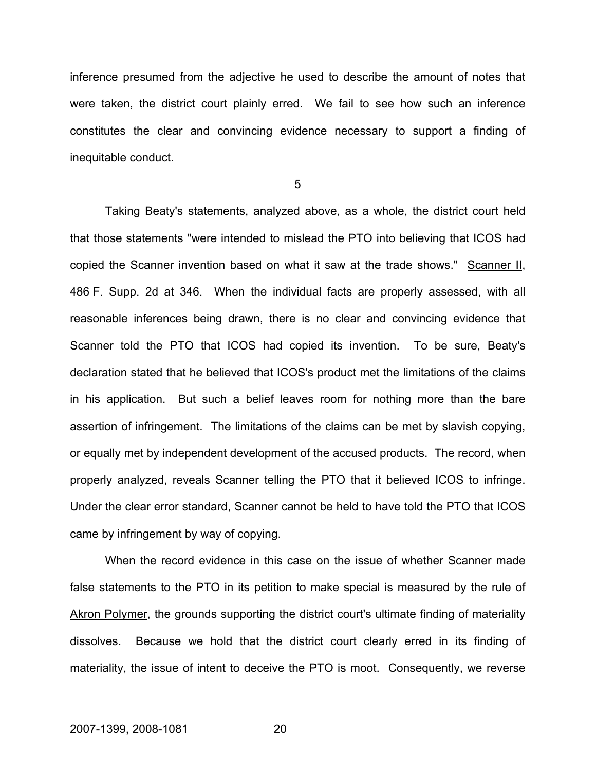inference presumed from the adjective he used to describe the amount of notes that were taken, the district court plainly erred. We fail to see how such an inference constitutes the clear and convincing evidence necessary to support a finding of inequitable conduct.

5

Taking Beaty's statements, analyzed above, as a whole, the district court held that those statements "were intended to mislead the PTO into believing that ICOS had copied the Scanner invention based on what it saw at the trade shows." Scanner II, 486 F. Supp. 2d at 346. When the individual facts are properly assessed, with all reasonable inferences being drawn, there is no clear and convincing evidence that Scanner told the PTO that ICOS had copied its invention. To be sure, Beaty's declaration stated that he believed that ICOS's product met the limitations of the claims in his application. But such a belief leaves room for nothing more than the bare assertion of infringement. The limitations of the claims can be met by slavish copying, or equally met by independent development of the accused products. The record, when properly analyzed, reveals Scanner telling the PTO that it believed ICOS to infringe. Under the clear error standard, Scanner cannot be held to have told the PTO that ICOS came by infringement by way of copying.

When the record evidence in this case on the issue of whether Scanner made false statements to the PTO in its petition to make special is measured by the rule of Akron Polymer, the grounds supporting the district court's ultimate finding of materiality dissolves. Because we hold that the district court clearly erred in its finding of materiality, the issue of intent to deceive the PTO is moot. Consequently, we reverse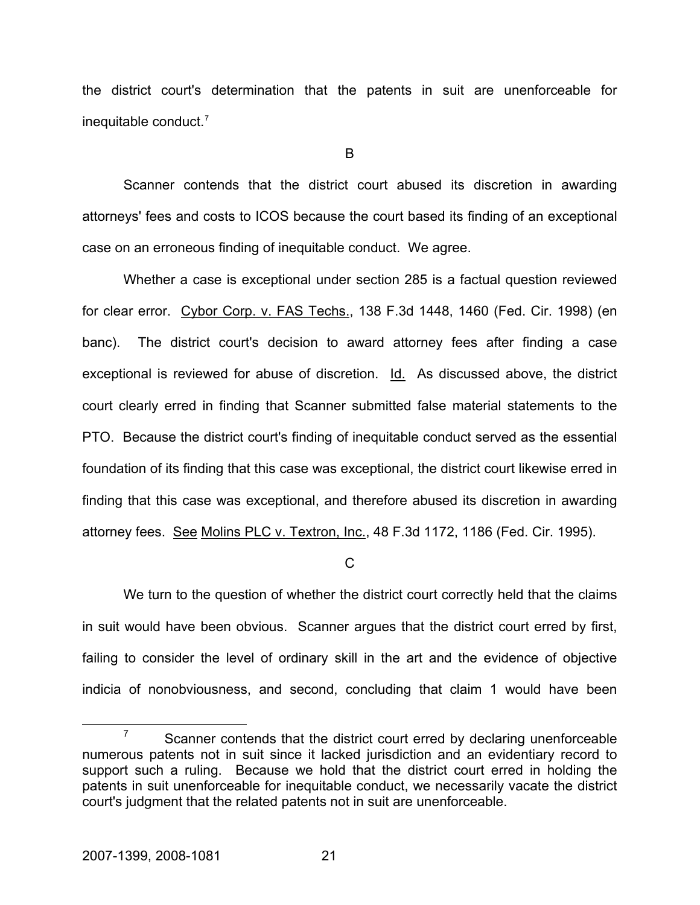the district court's determination that the patents in suit are unenforceable for inequitable conduct.[7]

B

Scanner contends that the district court abused its discretion in awarding attorneys' fees and costs to ICOS because the court based its finding of an exceptional case on an erroneous finding of inequitable conduct. We agree.

Whether a case is exceptional under section 285 is a factual question reviewed for clear error. Cybor Corp. v. FAS Techs., 138 F.3d 1448, 1460 (Fed. Cir. 1998) (en banc). The district court's decision to award attorney fees after finding a case exceptional is reviewed for abuse of discretion. Id. As discussed above, the district court clearly erred in finding that Scanner submitted false material statements to the PTO. Because the district court's finding of inequitable conduct served as the essential foundation of its finding that this case was exceptional, the district court likewise erred in finding that this case was exceptional, and therefore abused its discretion in awarding attorney fees. See Molins PLC v. Textron, Inc., 48 F.3d 1172, 1186 (Fed. Cir. 1995).

C

We turn to the question of whether the district court correctly held that the claims in suit would have been obvious. Scanner argues that the district court erred by first, failing to consider the level of ordinary skill in the art and the evidence of objective indicia of nonobviousness, and second, concluding that claim 1 would have been

[7] Scanner contends that the district court erred by declaring unenforceable numerous patents not in suit since it lacked jurisdiction and an evidentiary record to support such a ruling. Because we hold that the district court erred in holding the patents in suit unenforceable for inequitable conduct, we necessarily vacate the district court's judgment that the related patents not in suit are unenforceable.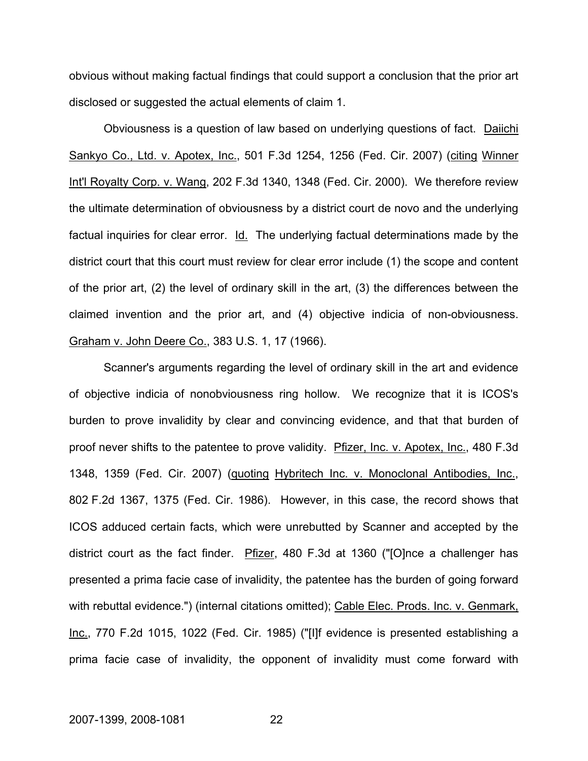obvious without making factual findings that could support a conclusion that the prior art disclosed or suggested the actual elements of claim 1.

Obviousness is a question of law based on underlying questions of fact. Daiichi Sankyo Co., Ltd. v. Apotex, Inc., 501 F.3d 1254, 1256 (Fed. Cir. 2007) (citing Winner Int'l Royalty Corp. v. Wang, 202 F.3d 1340, 1348 (Fed. Cir. 2000). We therefore review the ultimate determination of obviousness by a district court de novo and the underlying factual inquiries for clear error. Id. The underlying factual determinations made by the district court that this court must review for clear error include (1) the scope and content of the prior art, (2) the level of ordinary skill in the art, (3) the differences between the claimed invention and the prior art, and (4) objective indicia of non-obviousness. Graham v. John Deere Co., 383 U.S. 1, 17 (1966).

Scanner's arguments regarding the level of ordinary skill in the art and evidence of objective indicia of nonobviousness ring hollow. We recognize that it is ICOS's burden to prove invalidity by clear and convincing evidence, and that that burden of proof never shifts to the patentee to prove validity. Pfizer, Inc. v. Apotex, Inc., 480 F.3d 1348, 1359 (Fed. Cir. 2007) (quoting Hybritech Inc. v. Monoclonal Antibodies, Inc., 802 F.2d 1367, 1375 (Fed. Cir. 1986). However, in this case, the record shows that ICOS adduced certain facts, which were unrebutted by Scanner and accepted by the district court as the fact finder. Pfizer, 480 F.3d at 1360 ("[O]nce a challenger has presented a prima facie case of invalidity, the patentee has the burden of going forward with rebuttal evidence.") (internal citations omitted); Cable Elec. Prods. Inc. v. Genmark, Inc., 770 F.2d 1015, 1022 (Fed. Cir. 1985) ("[I]f evidence is presented establishing a prima facie case of invalidity, the opponent of invalidity must come forward with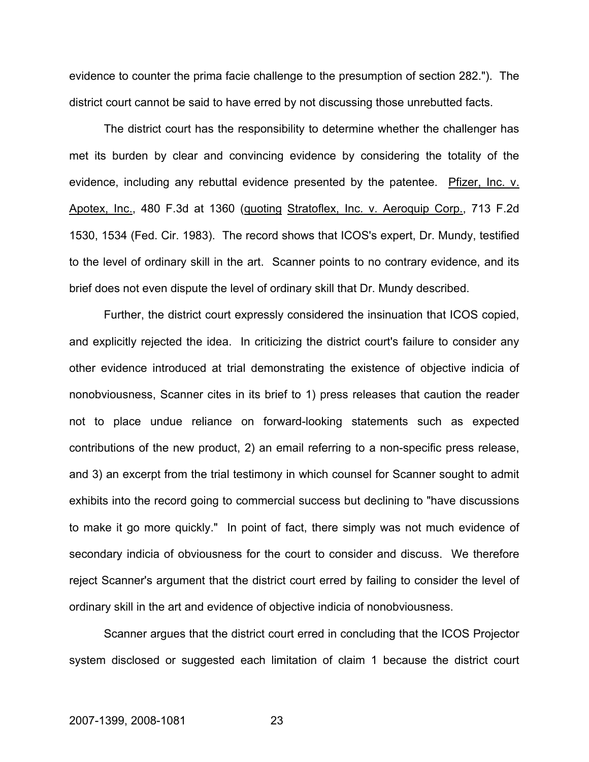evidence to counter the prima facie challenge to the presumption of section 282."). The district court cannot be said to have erred by not discussing those unrebutted facts.

The district court has the responsibility to determine whether the challenger has met its burden by clear and convincing evidence by considering the totality of the evidence, including any rebuttal evidence presented by the patentee. Pfizer, Inc. v. Apotex, Inc., 480 F.3d at 1360 (quoting Stratoflex, Inc. v. Aeroquip Corp., 713 F.2d 1530, 1534 (Fed. Cir. 1983). The record shows that ICOS's expert, Dr. Mundy, testified to the level of ordinary skill in the art. Scanner points to no contrary evidence, and its brief does not even dispute the level of ordinary skill that Dr. Mundy described.

Further, the district court expressly considered the insinuation that ICOS copied, and explicitly rejected the idea. In criticizing the district court's failure to consider any other evidence introduced at trial demonstrating the existence of objective indicia of nonobviousness, Scanner cites in its brief to 1) press releases that caution the reader not to place undue reliance on forward-looking statements such as expected contributions of the new product, 2) an email referring to a non-specific press release, and 3) an excerpt from the trial testimony in which counsel for Scanner sought to admit exhibits into the record going to commercial success but declining to "have discussions to make it go more quickly." In point of fact, there simply was not much evidence of secondary indicia of obviousness for the court to consider and discuss. We therefore reject Scanner's argument that the district court erred by failing to consider the level of ordinary skill in the art and evidence of objective indicia of nonobviousness.

Scanner argues that the district court erred in concluding that the ICOS Projector system disclosed or suggested each limitation of claim 1 because the district court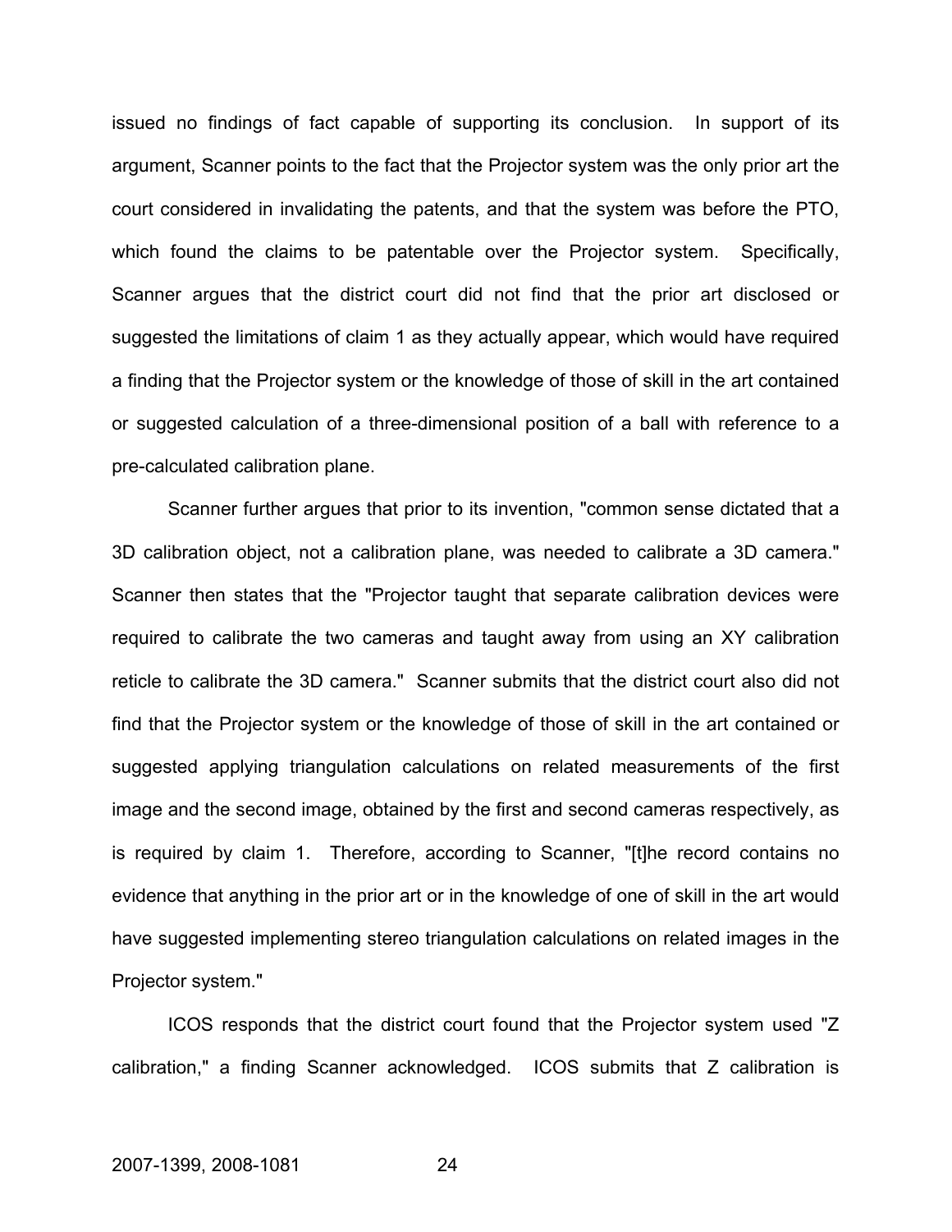issued no findings of fact capable of supporting its conclusion. In support of its argument, Scanner points to the fact that the Projector system was the only prior art the court considered in invalidating the patents, and that the system was before the PTO, which found the claims to be patentable over the Projector system. Specifically, Scanner argues that the district court did not find that the prior art disclosed or suggested the limitations of claim 1 as they actually appear, which would have required a finding that the Projector system or the knowledge of those of skill in the art contained or suggested calculation of a three-dimensional position of a ball with reference to a pre-calculated calibration plane.

Scanner further argues that prior to its invention, "common sense dictated that a 3D calibration object, not a calibration plane, was needed to calibrate a 3D camera." Scanner then states that the "Projector taught that separate calibration devices were required to calibrate the two cameras and taught away from using an XY calibration reticle to calibrate the 3D camera." Scanner submits that the district court also did not find that the Projector system or the knowledge of those of skill in the art contained or suggested applying triangulation calculations on related measurements of the first image and the second image, obtained by the first and second cameras respectively, as is required by claim 1. Therefore, according to Scanner, "[t]he record contains no evidence that anything in the prior art or in the knowledge of one of skill in the art would have suggested implementing stereo triangulation calculations on related images in the Projector system."

ICOS responds that the district court found that the Projector system used "Z calibration," a finding Scanner acknowledged. ICOS submits that Z calibration is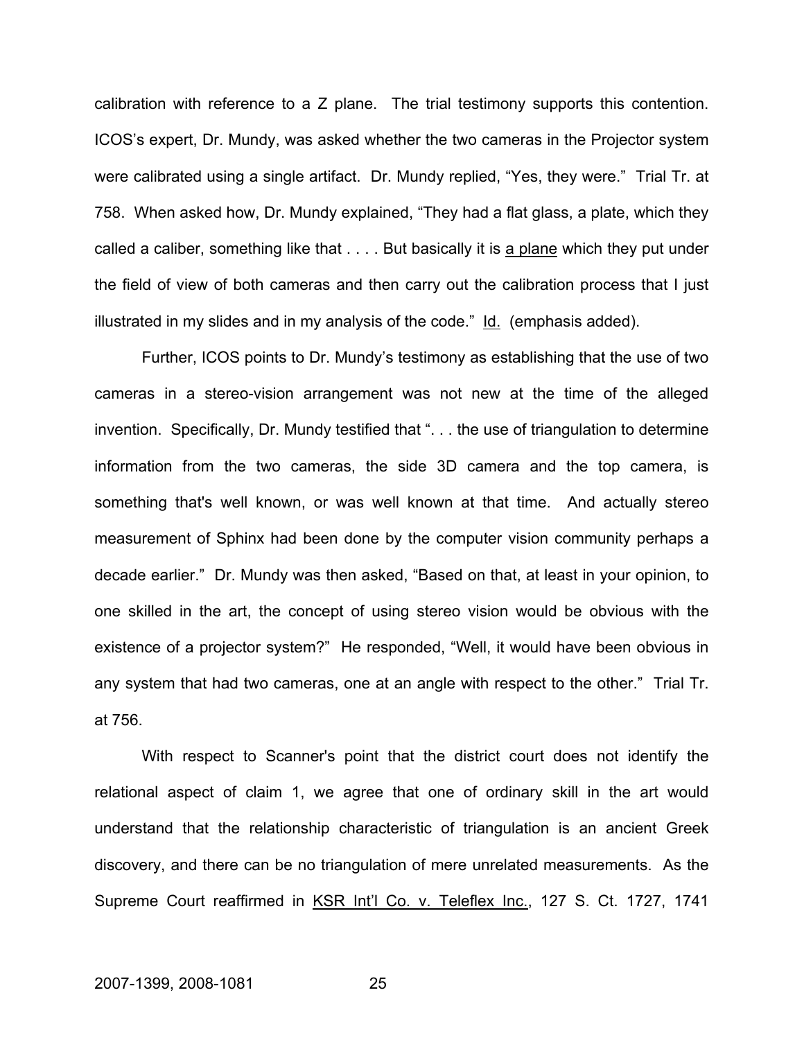calibration with reference to a Z plane. The trial testimony supports this contention. ICOS's expert, Dr. Mundy, was asked whether the two cameras in the Projector system were calibrated using a single artifact. Dr. Mundy replied, "Yes, they were." Trial Tr. at 758. When asked how, Dr. Mundy explained, "They had a flat glass, a plate, which they called a caliber, something like that . . . . But basically it is <u>a plane</u> which they put under the field of view of both cameras and then carry out the calibration process that I just illustrated in my slides and in my analysis of the code." <u>Id.</u> (emphasis added).

Further, ICOS points to Dr. Mundy's testimony as establishing that the use of two cameras in a stereo-vision arrangement was not new at the time of the alleged invention. Specifically, Dr. Mundy testified that ". . . the use of triangulation to determine information from the two cameras, the side 3D camera and the top camera, is something that's well known, or was well known at that time. And actually stereo measurement of Sphinx had been done by the computer vision community perhaps a decade earlier." Dr. Mundy was then asked, "Based on that, at least in your opinion, to one skilled in the art, the concept of using stereo vision would be obvious with the existence of a projector system?" He responded, "Well, it would have been obvious in any system that had two cameras, one at an angle with respect to the other." Trial Tr. at 756.

With respect to Scanner's point that the district court does not identify the relational aspect of claim 1, we agree that one of ordinary skill in the art would understand that the relationship characteristic of triangulation is an ancient Greek discovery, and there can be no triangulation of mere unrelated measurements. As the Supreme Court reaffirmed in <u>KSR Int'l Co. v. Teleflex Inc.</u>, 127 S. Ct. 1727, 1741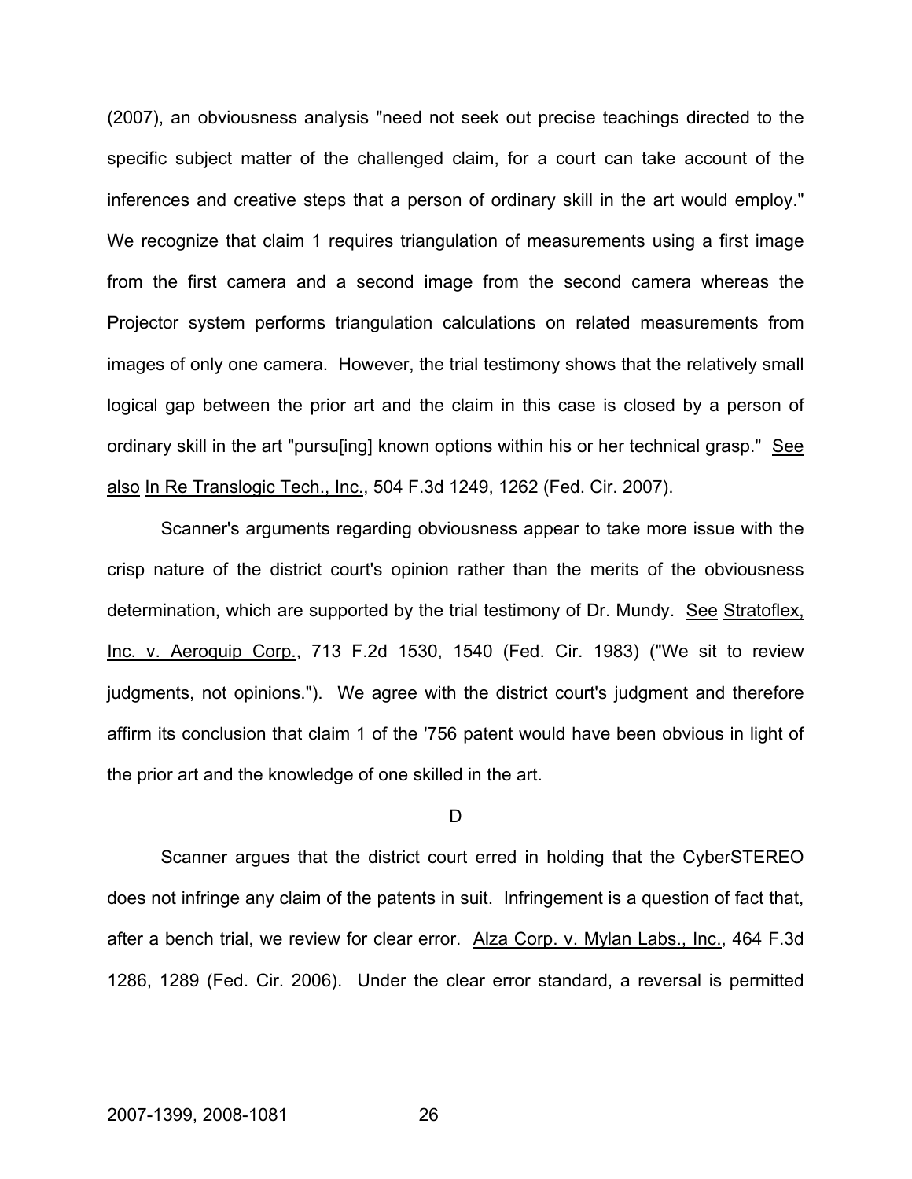(2007), an obviousness analysis "need not seek out precise teachings directed to the specific subject matter of the challenged claim, for a court can take account of the inferences and creative steps that a person of ordinary skill in the art would employ." We recognize that claim 1 requires triangulation of measurements using a first image from the first camera and a second image from the second camera whereas the Projector system performs triangulation calculations on related measurements from images of only one camera. However, the trial testimony shows that the relatively small logical gap between the prior art and the claim in this case is closed by a person of ordinary skill in the art "pursu[ing] known options within his or her technical grasp." See also In Re Translogic Tech., Inc., 504 F.3d 1249, 1262 (Fed. Cir. 2007).

Scanner's arguments regarding obviousness appear to take more issue with the crisp nature of the district court's opinion rather than the merits of the obviousness determination, which are supported by the trial testimony of Dr. Mundy. See Stratoflex, Inc. v. Aeroquip Corp., 713 F.2d 1530, 1540 (Fed. Cir. 1983) ("We sit to review judgments, not opinions."). We agree with the district court's judgment and therefore affirm its conclusion that claim 1 of the '756 patent would have been obvious in light of the prior art and the knowledge of one skilled in the art.

D

Scanner argues that the district court erred in holding that the CyberSTEREO does not infringe any claim of the patents in suit. Infringement is a question of fact that, after a bench trial, we review for clear error. Alza Corp. v. Mylan Labs., Inc., 464 F.3d 1286, 1289 (Fed. Cir. 2006). Under the clear error standard, a reversal is permitted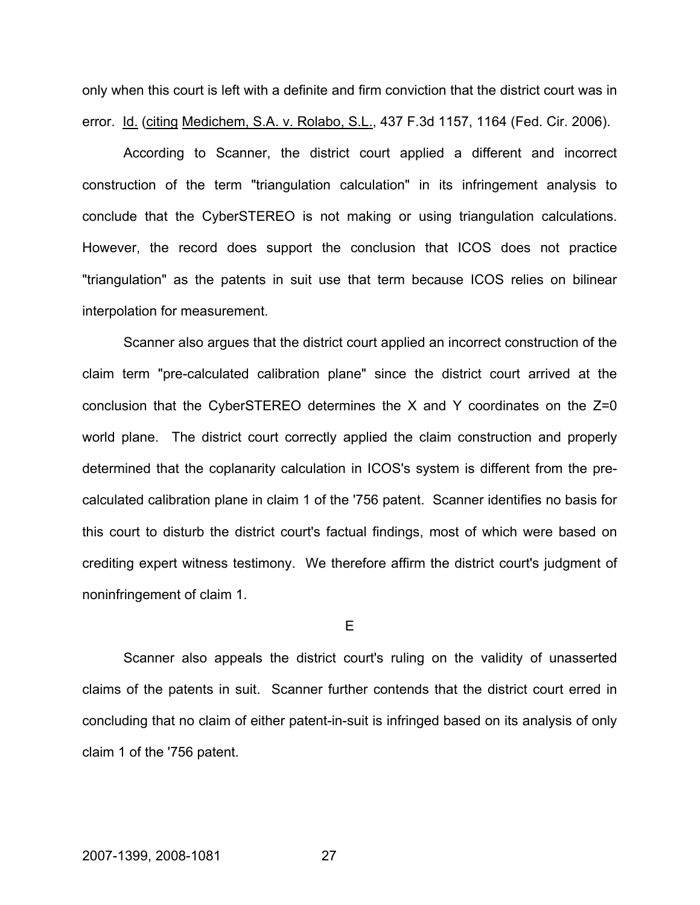only when this court is left with a definite and firm conviction that the district court was in error. Id. (citing Medichem, S.A. v. Rolabo, S.L., 437 F.3d 1157, 1164 (Fed. Cir. 2006).

According to Scanner, the district court applied a different and incorrect construction of the term "triangulation calculation" in its infringement analysis to conclude that the CyberSTEREO is not making or using triangulation calculations. However, the record does support the conclusion that ICOS does not practice "triangulation" as the patents in suit use that term because ICOS relies on bilinear interpolation for measurement.

Scanner also argues that the district court applied an incorrect construction of the claim term "pre-calculated calibration plane" since the district court arrived at the conclusion that the CyberSTEREO determines the X and Y coordinates on the Z=0 world plane. The district court correctly applied the claim construction and properly determined that the coplanarity calculation in ICOS's system is different from the pre-calculated calibration plane in claim 1 of the '756 patent. Scanner identifies no basis for this court to disturb the district court's factual findings, most of which were based on crediting expert witness testimony. We therefore affirm the district court's judgment of noninfringement of claim 1.

E

Scanner also appeals the district court's ruling on the validity of unasserted claims of the patents in suit. Scanner further contends that the district court erred in concluding that no claim of either patent-in-suit is infringed based on its analysis of only claim 1 of the '756 patent.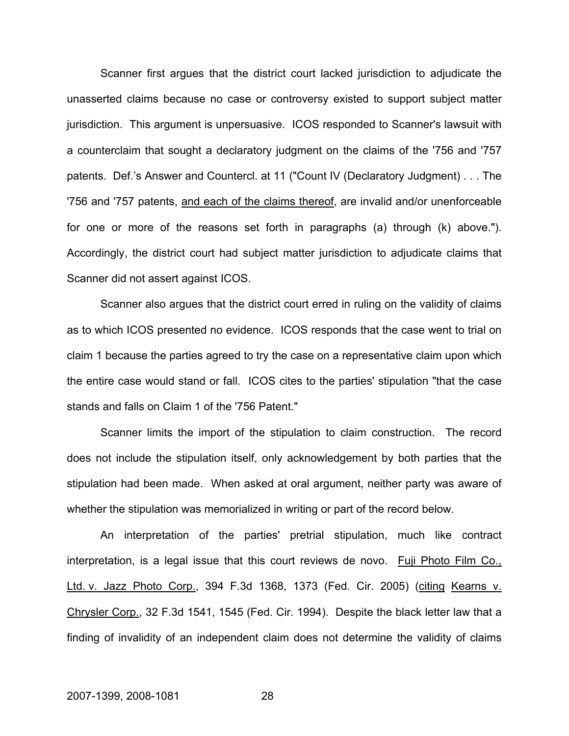Scanner first argues that the district court lacked jurisdiction to adjudicate the unasserted claims because no case or controversy existed to support subject matter jurisdiction. This argument is unpersuasive. ICOS responded to Scanner's lawsuit with a counterclaim that sought a declaratory judgment on the claims of the '756 and '757 patents. Def.'s Answer and Countercl. at 11 ("Count IV (Declaratory Judgment) . . . The '756 and '757 patents, <u>and each of the claims thereof</u>, are invalid and/or unenforceable for one or more of the reasons set forth in paragraphs (a) through (k) above."). Accordingly, the district court had subject matter jurisdiction to adjudicate claims that Scanner did not assert against ICOS.

Scanner also argues that the district court erred in ruling on the validity of claims as to which ICOS presented no evidence. ICOS responds that the case went to trial on claim 1 because the parties agreed to try the case on a representative claim upon which the entire case would stand or fall. ICOS cites to the parties' stipulation "that the case stands and falls on Claim 1 of the '756 Patent."

Scanner limits the import of the stipulation to claim construction. The record does not include the stipulation itself, only acknowledgement by both parties that the stipulation had been made. When asked at oral argument, neither party was aware of whether the stipulation was memorialized in writing or part of the record below.

An interpretation of the parties' pretrial stipulation, much like contract interpretation, is a legal issue that this court reviews de novo. <u>Fuji Photo Film Co., Ltd. v. Jazz Photo Corp.</u>, 394 F.3d 1368, 1373 (Fed. Cir. 2005) (<u>citing</u> <u>Kearns v. Chrysler Corp.</u>, 32 F.3d 1541, 1545 (Fed. Cir. 1994). Despite the black letter law that a finding of invalidity of an independent claim does not determine the validity of claims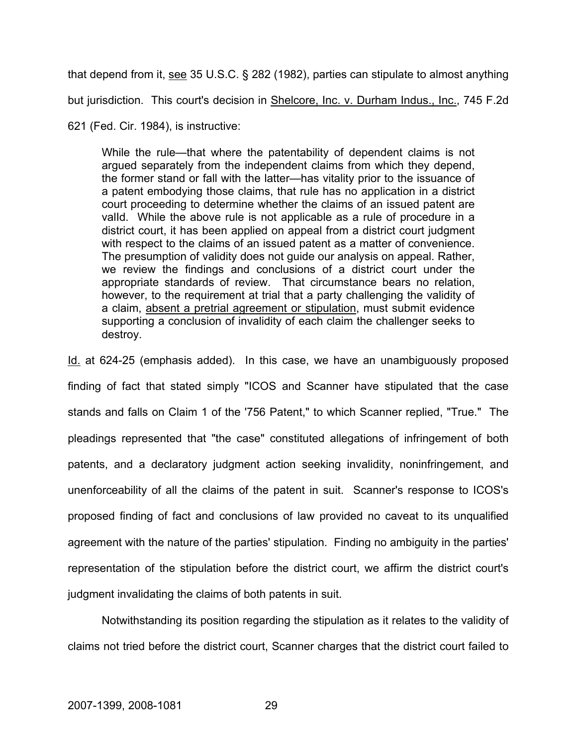that depend from it, see 35 U.S.C. § 282 (1982), parties can stipulate to almost anything but jurisdiction. This court's decision in Shelcore, Inc. v. Durham Indus., Inc., 745 F.2d 621 (Fed. Cir. 1984), is instructive:

> While the rule—that where the patentability of dependent claims is not argued separately from the independent claims from which they depend, the former stand or fall with the latter—has vitality prior to the issuance of a patent embodying those claims, that rule has no application in a district court proceeding to determine whether the claims of an issued patent are valId. While the above rule is not applicable as a rule of procedure in a district court, it has been applied on appeal from a district court judgment with respect to the claims of an issued patent as a matter of convenience. The presumption of validity does not guide our analysis on appeal. Rather, we review the findings and conclusions of a district court under the appropriate standards of review. That circumstance bears no relation, however, to the requirement at trial that a party challenging the validity of a claim, absent a pretrial agreement or stipulation, must submit evidence supporting a conclusion of invalidity of each claim the challenger seeks to destroy.

Id. at 624-25 (emphasis added). In this case, we have an unambiguously proposed finding of fact that stated simply "ICOS and Scanner have stipulated that the case stands and falls on Claim 1 of the '756 Patent," to which Scanner replied, "True." The pleadings represented that "the case" constituted allegations of infringement of both patents, and a declaratory judgment action seeking invalidity, noninfringement, and unenforceability of all the claims of the patent in suit. Scanner's response to ICOS's proposed finding of fact and conclusions of law provided no caveat to its unqualified agreement with the nature of the parties' stipulation. Finding no ambiguity in the parties' representation of the stipulation before the district court, we affirm the district court's judgment invalidating the claims of both patents in suit.

Notwithstanding its position regarding the stipulation as it relates to the validity of claims not tried before the district court, Scanner charges that the district court failed to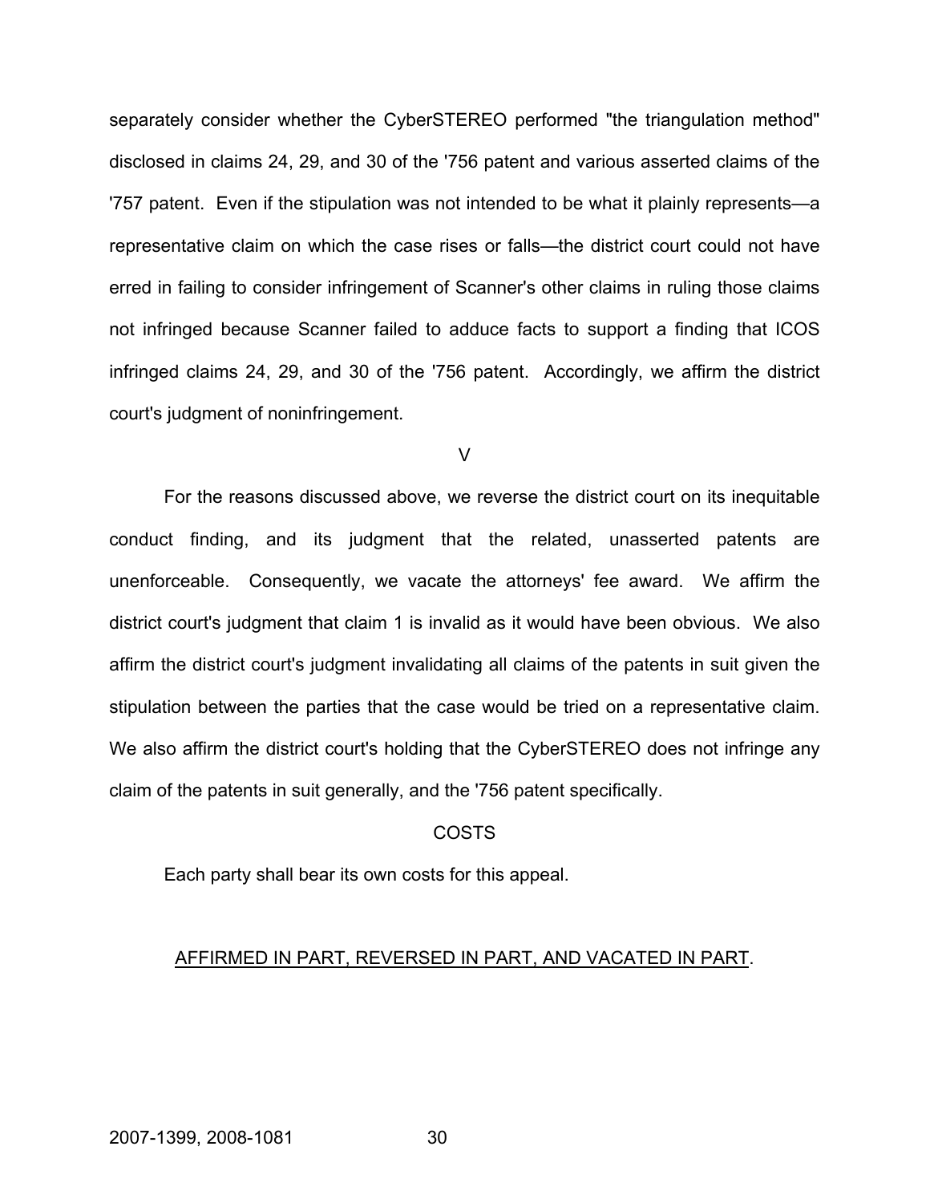separately consider whether the CyberSTEREO performed "the triangulation method" disclosed in claims 24, 29, and 30 of the '756 patent and various asserted claims of the '757 patent. Even if the stipulation was not intended to be what it plainly represents—a representative claim on which the case rises or falls—the district court could not have erred in failing to consider infringement of Scanner's other claims in ruling those claims not infringed because Scanner failed to adduce facts to support a finding that ICOS infringed claims 24, 29, and 30 of the '756 patent. Accordingly, we affirm the district court's judgment of noninfringement.

## V

For the reasons discussed above, we reverse the district court on its inequitable conduct finding, and its judgment that the related, unasserted patents are unenforceable. Consequently, we vacate the attorneys' fee award. We affirm the district court's judgment that claim 1 is invalid as it would have been obvious. We also affirm the district court's judgment invalidating all claims of the patents in suit given the stipulation between the parties that the case would be tried on a representative claim. We also affirm the district court's holding that the CyberSTEREO does not infringe any claim of the patents in suit generally, and the '756 patent specifically.

## COSTS

Each party shall bear its own costs for this appeal.

AFFIRMED IN PART, REVERSED IN PART, AND VACATED IN PART.